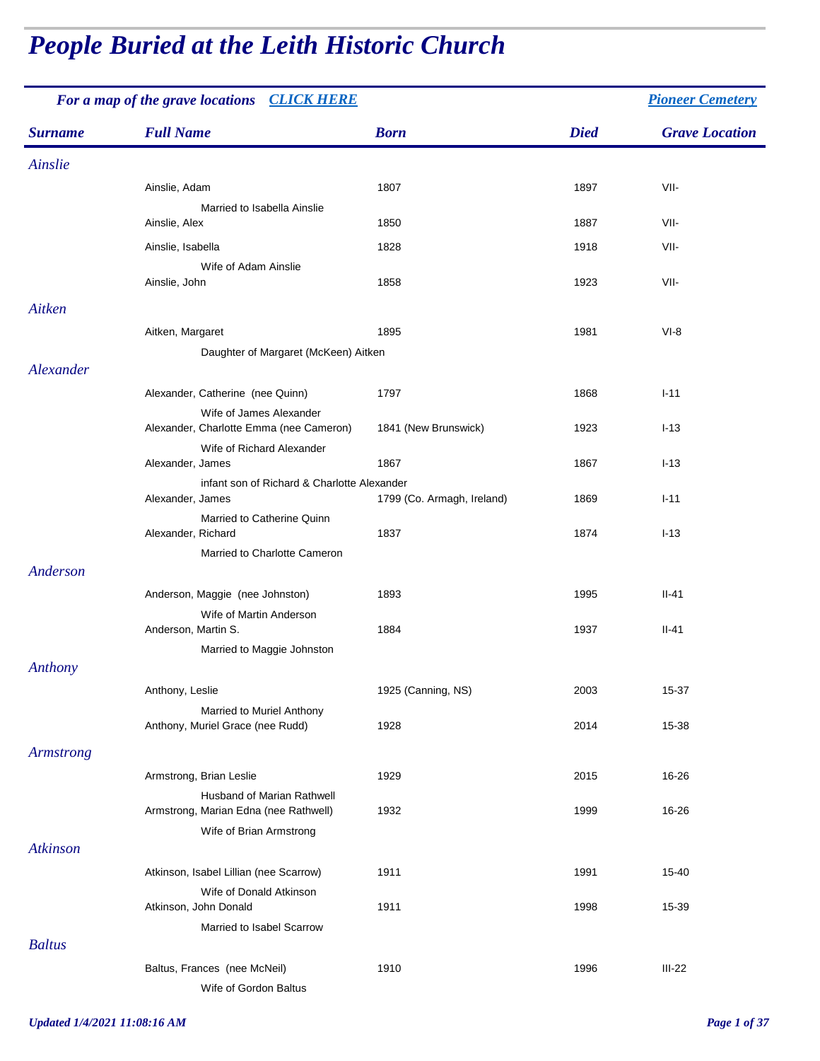# People Buried at the Leith Historic Church

*For a map of the grave locations* [CLICK HERE] | [Pioneer Cemetery]

| Surname | Full Name | Born | Died | Grave Location |
|---|---|---|---|---|
| Ainslie | | | | |
| | Ainslie, Adam | 1807 | 1897 | VII- |
| | Married to Isabella Ainslie | | | |
| | Ainslie, Alex | 1850 | 1887 | VII- |
| | Ainslie, Isabella | 1828 | 1918 | VII- |
| | Wife of Adam Ainslie | | | |
| | Ainslie, John | 1858 | 1923 | VII- |
| Aitken | | | | |
| | Aitken, Margaret | 1895 | 1981 | VI-8 |
| | Daughter of Margaret (McKeen) Aitken | | | |
| Alexander | | | | |
| | Alexander, Catherine (nee Quinn) | 1797 | 1868 | I-11 |
| | Wife of James Alexander | | | |
| | Alexander, Charlotte Emma (nee Cameron) | 1841 (New Brunswick) | 1923 | I-13 |
| | Wife of Richard Alexander | | | |
| | Alexander, James | 1867 | 1867 | I-13 |
| | infant son of Richard & Charlotte Alexander | | | |
| | Alexander, James | 1799 (Co. Armagh, Ireland) | 1869 | I-11 |
| | Married to Catherine Quinn | | | |
| | Alexander, Richard | 1837 | 1874 | I-13 |
| | Married to Charlotte Cameron | | | |
| Anderson | | | | |
| | Anderson, Maggie (nee Johnston) | 1893 | 1995 | II-41 |
| | Wife of Martin Anderson | | | |
| | Anderson, Martin S. | 1884 | 1937 | II-41 |
| | Married to Maggie Johnston | | | |
| Anthony | | | | |
| | Anthony, Leslie | 1925 (Canning, NS) | 2003 | 15-37 |
| | Married to Muriel Anthony | | | |
| | Anthony, Muriel Grace (nee Rudd) | 1928 | 2014 | 15-38 |
| Armstrong | | | | |
| | Armstrong, Brian Leslie | 1929 | 2015 | 16-26 |
| | Husband of Marian Rathwell | | | |
| | Armstrong, Marian Edna (nee Rathwell) | 1932 | 1999 | 16-26 |
| | Wife of Brian Armstrong | | | |
| Atkinson | | | | |
| | Atkinson, Isabel Lillian (nee Scarrow) | 1911 | 1991 | 15-40 |
| | Wife of Donald Atkinson | | | |
| | Atkinson, John Donald | 1911 | 1998 | 15-39 |
| | Married to Isabel Scarrow | | | |
| Baltus | | | | |
| | Baltus, Frances (nee McNeil) | 1910 | 1996 | III-22 |
| | Wife of Gordon Baltus | | | |

*Updated 1/4/2021 11:08:16 AM*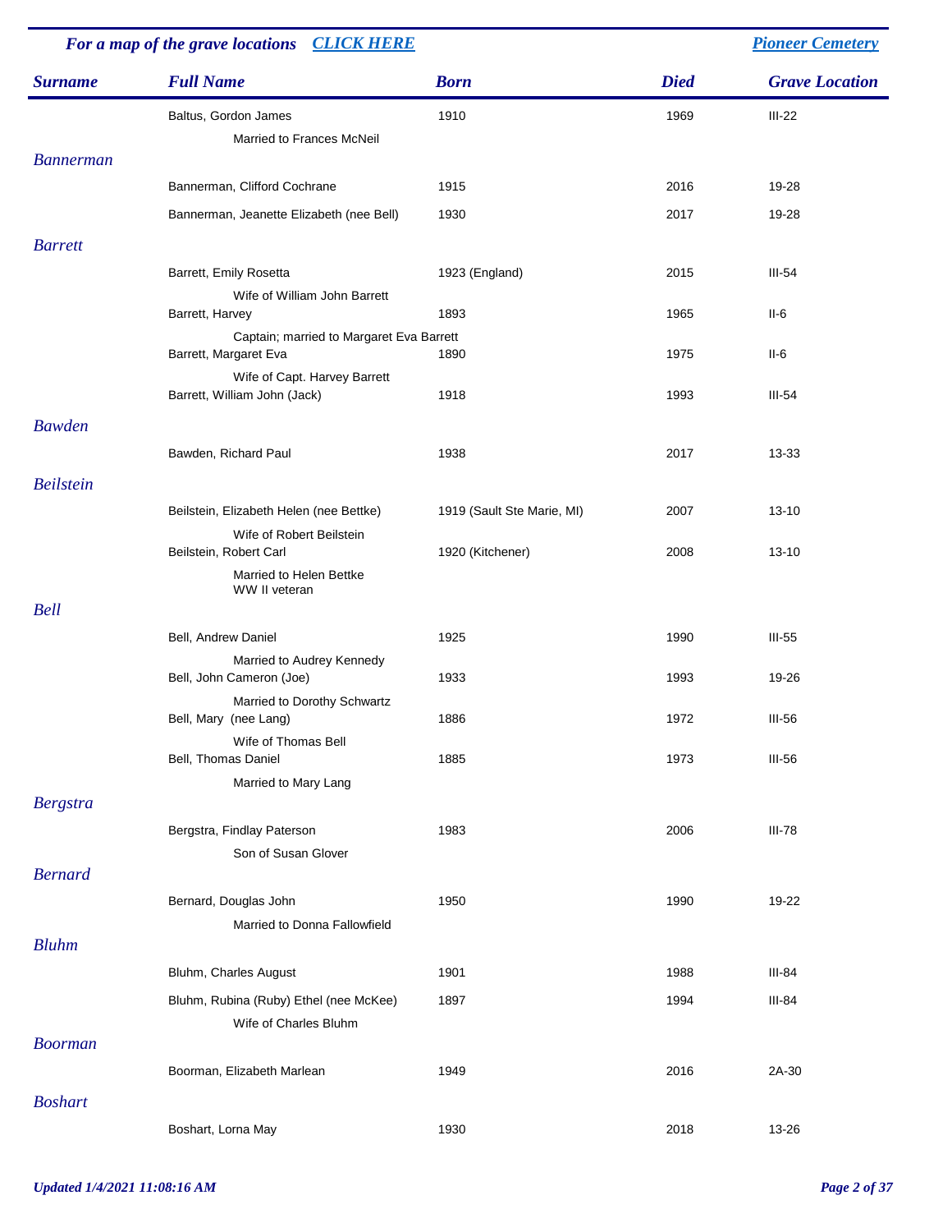For a map of the grave locations CLICK HERE — Pioneer Cemetery

| Surname | Full Name | Born | Died | Grave Location |
|---|---|---|---|---|
| | Baltus, Gordon James | 1910 | 1969 | III-22 |
| | Married to Frances McNeil | | | |
| Bannerman | | | | |
| | Bannerman, Clifford Cochrane | 1915 | 2016 | 19-28 |
| | Bannerman, Jeanette Elizabeth (nee Bell) | 1930 | 2017 | 19-28 |
| Barrett | | | | |
| | Barrett, Emily Rosetta | 1923 (England) | 2015 | III-54 |
| | Wife of William John Barrett | | | |
| | Barrett, Harvey | 1893 | 1965 | II-6 |
| | Captain; married to Margaret Eva Barrett | | | |
| | Barrett, Margaret Eva | 1890 | 1975 | II-6 |
| | Wife of Capt. Harvey Barrett | | | |
| | Barrett, William John (Jack) | 1918 | 1993 | III-54 |
| Bawden | | | | |
| | Bawden, Richard Paul | 1938 | 2017 | 13-33 |
| Beilstein | | | | |
| | Beilstein, Elizabeth Helen (nee Bettke) | 1919 (Sault Ste Marie, MI) | 2007 | 13-10 |
| | Wife of Robert Beilstein | | | |
| | Beilstein, Robert Carl | 1920 (Kitchener) | 2008 | 13-10 |
| | Married to Helen Bettke<br>WW II veteran | | | |
| Bell | | | | |
| | Bell, Andrew Daniel | 1925 | 1990 | III-55 |
| | Married to Audrey Kennedy | | | |
| | Bell, John Cameron (Joe) | 1933 | 1993 | 19-26 |
| | Married to Dorothy Schwartz | | | |
| | Bell, Mary (nee Lang) | 1886 | 1972 | III-56 |
| | Wife of Thomas Bell | | | |
| | Bell, Thomas Daniel | 1885 | 1973 | III-56 |
| | Married to Mary Lang | | | |
| Bergstra | | | | |
| | Bergstra, Findlay Paterson | 1983 | 2006 | III-78 |
| | Son of Susan Glover | | | |
| Bernard | | | | |
| | Bernard, Douglas John | 1950 | 1990 | 19-22 |
| | Married to Donna Fallowfield | | | |
| Bluhm | | | | |
| | Bluhm, Charles August | 1901 | 1988 | III-84 |
| | Bluhm, Rubina (Ruby) Ethel (nee McKee) | 1897 | 1994 | III-84 |
| | Wife of Charles Bluhm | | | |
| Boorman | | | | |
| | Boorman, Elizabeth Marlean | 1949 | 2016 | 2A-30 |
| Boshart | | | | |
| | Boshart, Lorna May | 1930 | 2018 | 13-26 |

Updated 1/4/2021 11:08:16 AM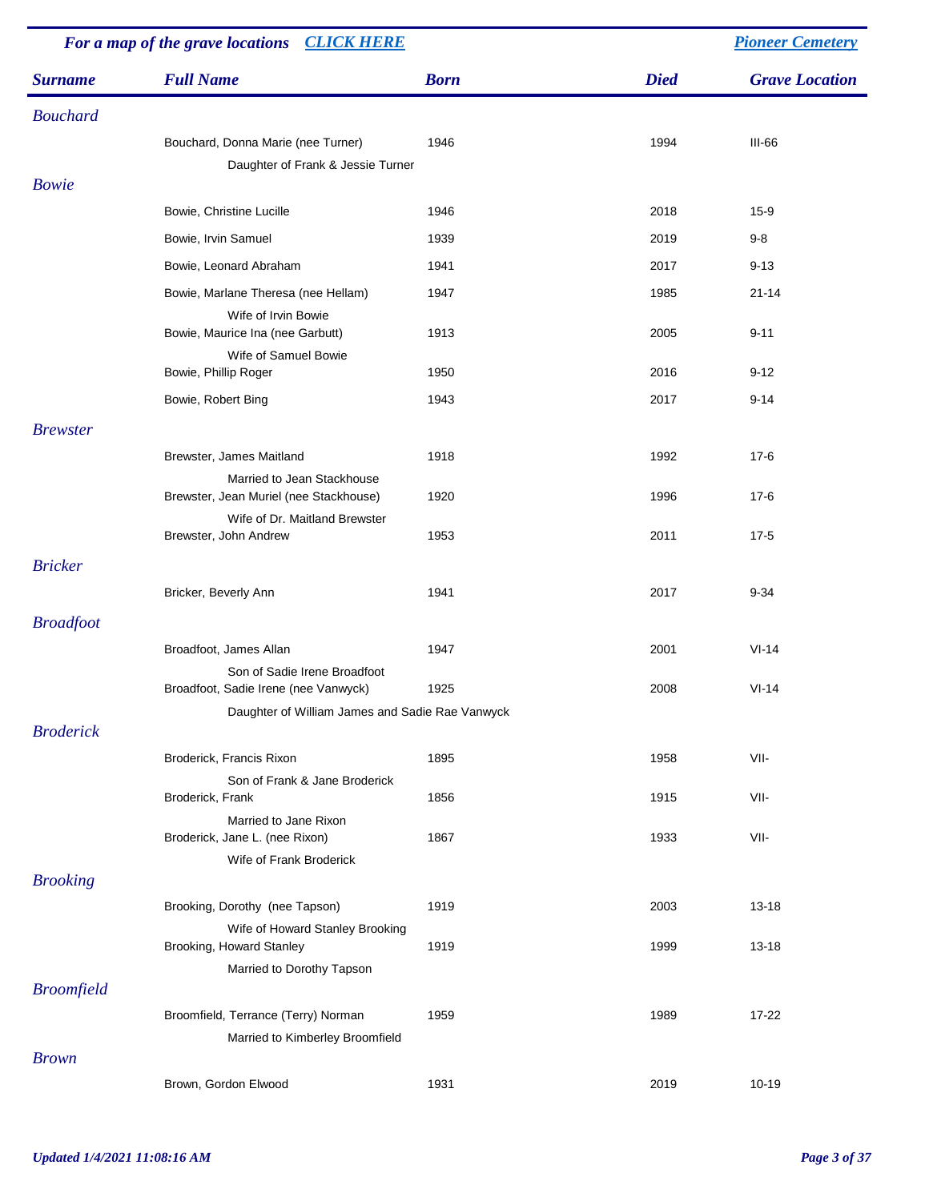*For a map of the grave locations* ***CLICK HERE*** ***Pioneer Cemetery***

| Surname | Full Name | Born | Died | Grave Location |
|---|---|---|---|---|
| *Bouchard* | | | | |
| | Bouchard, Donna Marie (nee Turner) | 1946 | 1994 | III-66 |
| | Daughter of Frank & Jessie Turner | | | |
| *Bowie* | | | | |
| | Bowie, Christine Lucille | 1946 | 2018 | 15-9 |
| | Bowie, Irvin Samuel | 1939 | 2019 | 9-8 |
| | Bowie, Leonard Abraham | 1941 | 2017 | 9-13 |
| | Bowie, Marlane Theresa (nee Hellam) | 1947 | 1985 | 21-14 |
| | Wife of Irvin Bowie | | | |
| | Bowie, Maurice Ina (nee Garbutt) | 1913 | 2005 | 9-11 |
| | Wife of Samuel Bowie | | | |
| | Bowie, Phillip Roger | 1950 | 2016 | 9-12 |
| | Bowie, Robert Bing | 1943 | 2017 | 9-14 |
| *Brewster* | | | | |
| | Brewster, James Maitland | 1918 | 1992 | 17-6 |
| | Married to Jean Stackhouse | | | |
| | Brewster, Jean Muriel (nee Stackhouse) | 1920 | 1996 | 17-6 |
| | Wife of Dr. Maitland Brewster | | | |
| | Brewster, John Andrew | 1953 | 2011 | 17-5 |
| *Bricker* | | | | |
| | Bricker, Beverly Ann | 1941 | 2017 | 9-34 |
| *Broadfoot* | | | | |
| | Broadfoot, James Allan | 1947 | 2001 | VI-14 |
| | Son of Sadie Irene Broadfoot | | | |
| | Broadfoot, Sadie Irene (nee Vanwyck) | 1925 | 2008 | VI-14 |
| | Daughter of William James and Sadie Rae Vanwyck | | | |
| *Broderick* | | | | |
| | Broderick, Francis Rixon | 1895 | 1958 | VII- |
| | Son of Frank & Jane Broderick | | | |
| | Broderick, Frank | 1856 | 1915 | VII- |
| | Married to Jane Rixon | | | |
| | Broderick, Jane L. (nee Rixon) | 1867 | 1933 | VII- |
| | Wife of Frank Broderick | | | |
| *Brooking* | | | | |
| | Brooking, Dorothy (nee Tapson) | 1919 | 2003 | 13-18 |
| | Wife of Howard Stanley Brooking | | | |
| | Brooking, Howard Stanley | 1919 | 1999 | 13-18 |
| | Married to Dorothy Tapson | | | |
| *Broomfield* | | | | |
| | Broomfield, Terrance (Terry) Norman | 1959 | 1989 | 17-22 |
| | Married to Kimberley Broomfield | | | |
| *Brown* | | | | |
| | Brown, Gordon Elwood | 1931 | 2019 | 10-19 |

*Updated 1/4/2021 11:08:16 AM*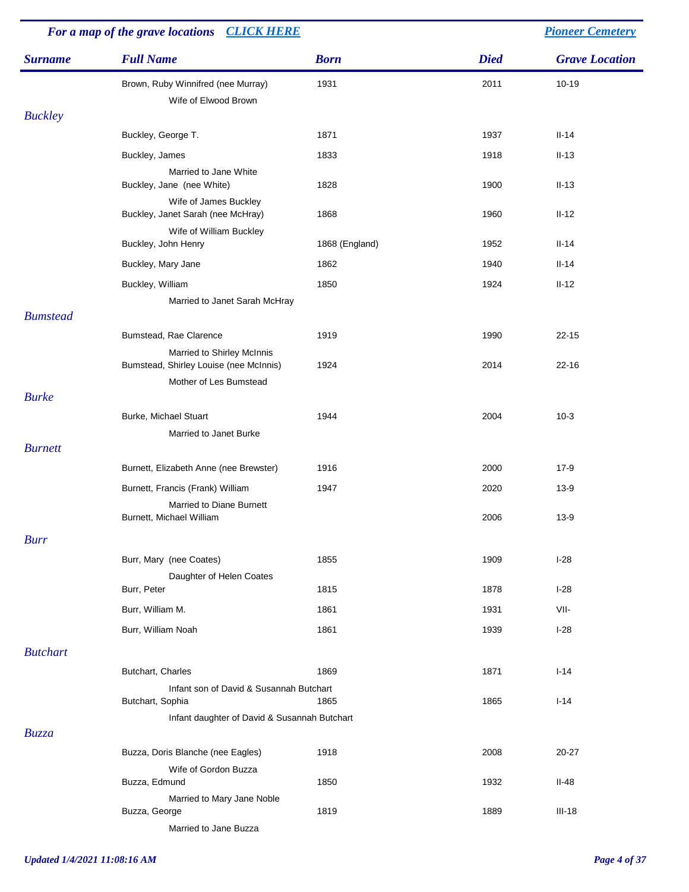*For a map of the grave locations* [CLICK HERE] | [Pioneer Cemetery]

| Surname | Full Name | Born | Died | Grave Location |
|---|---|---|---|---|
| | Brown, Ruby Winnifred (nee Murray) | 1931 | 2011 | 10-19 |
| | Wife of Elwood Brown | | | |
| *Buckley* | | | | |
| | Buckley, George T. | 1871 | 1937 | II-14 |
| | Buckley, James | 1833 | 1918 | II-13 |
| | Married to Jane White | | | |
| | Buckley, Jane (nee White) | 1828 | 1900 | II-13 |
| | Wife of James Buckley | | | |
| | Buckley, Janet Sarah (nee McHray) | 1868 | 1960 | II-12 |
| | Wife of William Buckley | | | |
| | Buckley, John Henry | 1868 (England) | 1952 | II-14 |
| | Buckley, Mary Jane | 1862 | 1940 | II-14 |
| | Buckley, William | 1850 | 1924 | II-12 |
| | Married to Janet Sarah McHray | | | |
| *Bumstead* | | | | |
| | Bumstead, Rae Clarence | 1919 | 1990 | 22-15 |
| | Married to Shirley McInnis | | | |
| | Bumstead, Shirley Louise (nee McInnis) | 1924 | 2014 | 22-16 |
| | Mother of Les Bumstead | | | |
| *Burke* | | | | |
| | Burke, Michael Stuart | 1944 | 2004 | 10-3 |
| | Married to Janet Burke | | | |
| *Burnett* | | | | |
| | Burnett, Elizabeth Anne (nee Brewster) | 1916 | 2000 | 17-9 |
| | Burnett, Francis (Frank) William | 1947 | 2020 | 13-9 |
| | Married to Diane Burnett | | | |
| | Burnett, Michael William | | 2006 | 13-9 |
| *Burr* | | | | |
| | Burr, Mary (nee Coates) | 1855 | 1909 | I-28 |
| | Daughter of Helen Coates | | | |
| | Burr, Peter | 1815 | 1878 | I-28 |
| | Burr, William M. | 1861 | 1931 | VII- |
| | Burr, William Noah | 1861 | 1939 | I-28 |
| *Butchart* | | | | |
| | Butchart, Charles | 1869 | 1871 | I-14 |
| | Infant son of David & Susannah Butchart | | | |
| | Butchart, Sophia | 1865 | 1865 | I-14 |
| | Infant daughter of David & Susannah Butchart | | | |
| *Buzza* | | | | |
| | Buzza, Doris Blanche (nee Eagles) | 1918 | 2008 | 20-27 |
| | Wife of Gordon Buzza | | | |
| | Buzza, Edmund | 1850 | 1932 | II-48 |
| | Married to Mary Jane Noble | | | |
| | Buzza, George | 1819 | 1889 | III-18 |
| | Married to Jane Buzza | | | |

*Updated 1/4/2021 11:08:16 AM*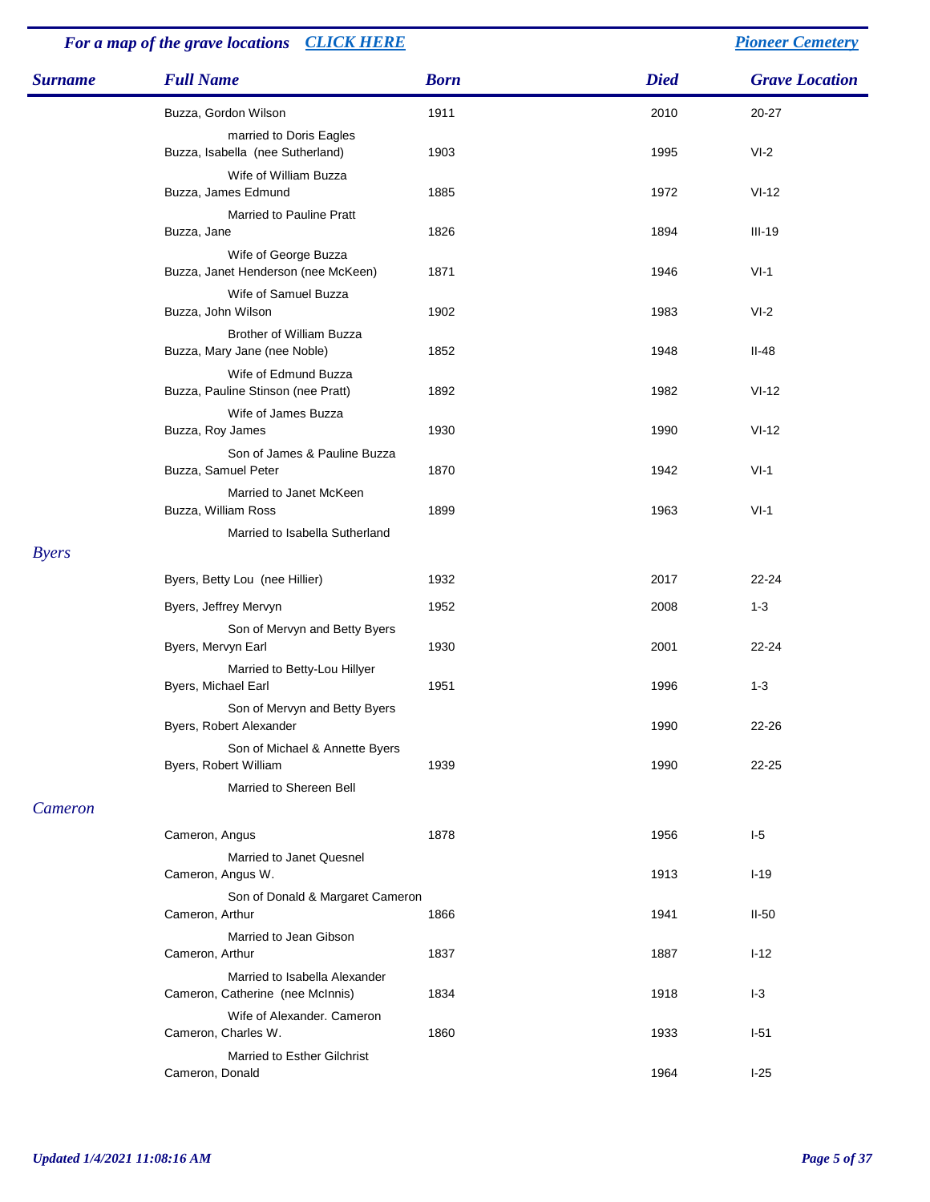For a map of the grave locations    CLICK HERE    Pioneer Cemetery

| Surname | Full Name | Born | Died | Grave Location |
|---|---|---|---|---|
| | Buzza, Gordon Wilson | 1911 | 2010 | 20-27 |
| | married to Doris Eagles | | | |
| | Buzza, Isabella (nee Sutherland) | 1903 | 1995 | VI-2 |
| | Wife of William Buzza | | | |
| | Buzza, James Edmund | 1885 | 1972 | VI-12 |
| | Married to Pauline Pratt | | | |
| | Buzza, Jane | 1826 | 1894 | III-19 |
| | Wife of George Buzza | | | |
| | Buzza, Janet Henderson (nee McKeen) | 1871 | 1946 | VI-1 |
| | Wife of Samuel Buzza | | | |
| | Buzza, John Wilson | 1902 | 1983 | VI-2 |
| | Brother of William Buzza | | | |
| | Buzza, Mary Jane (nee Noble) | 1852 | 1948 | II-48 |
| | Wife of Edmund Buzza | | | |
| | Buzza, Pauline Stinson (nee Pratt) | 1892 | 1982 | VI-12 |
| | Wife of James Buzza | | | |
| | Buzza, Roy James | 1930 | 1990 | VI-12 |
| | Son of James & Pauline Buzza | | | |
| | Buzza, Samuel Peter | 1870 | 1942 | VI-1 |
| | Married to Janet McKeen | | | |
| | Buzza, William Ross | 1899 | 1963 | VI-1 |
| | Married to Isabella Sutherland | | | |
| *Byers* | | | | |
| | Byers, Betty Lou (nee Hillier) | 1932 | 2017 | 22-24 |
| | Byers, Jeffrey Mervyn | 1952 | 2008 | 1-3 |
| | Son of Mervyn and Betty Byers | | | |
| | Byers, Mervyn Earl | 1930 | 2001 | 22-24 |
| | Married to Betty-Lou Hillyer | | | |
| | Byers, Michael Earl | 1951 | 1996 | 1-3 |
| | Son of Mervyn and Betty Byers | | | |
| | Byers, Robert Alexander | | 1990 | 22-26 |
| | Son of Michael & Annette Byers | | | |
| | Byers, Robert William | 1939 | 1990 | 22-25 |
| | Married to Shereen Bell | | | |
| *Cameron* | | | | |
| | Cameron, Angus | 1878 | 1956 | I-5 |
| | Married to Janet Quesnel | | | |
| | Cameron, Angus W. | | 1913 | I-19 |
| | Son of Donald & Margaret Cameron | | | |
| | Cameron, Arthur | 1866 | 1941 | II-50 |
| | Married to Jean Gibson | | | |
| | Cameron, Arthur | 1837 | 1887 | I-12 |
| | Married to Isabella Alexander | | | |
| | Cameron, Catherine (nee McInnis) | 1834 | 1918 | I-3 |
| | Wife of Alexander. Cameron | | | |
| | Cameron, Charles W. | 1860 | 1933 | I-51 |
| | Married to Esther Gilchrist | | | |
| | Cameron, Donald | | 1964 | I-25 |

*Updated 1/4/2021 11:08:16 AM*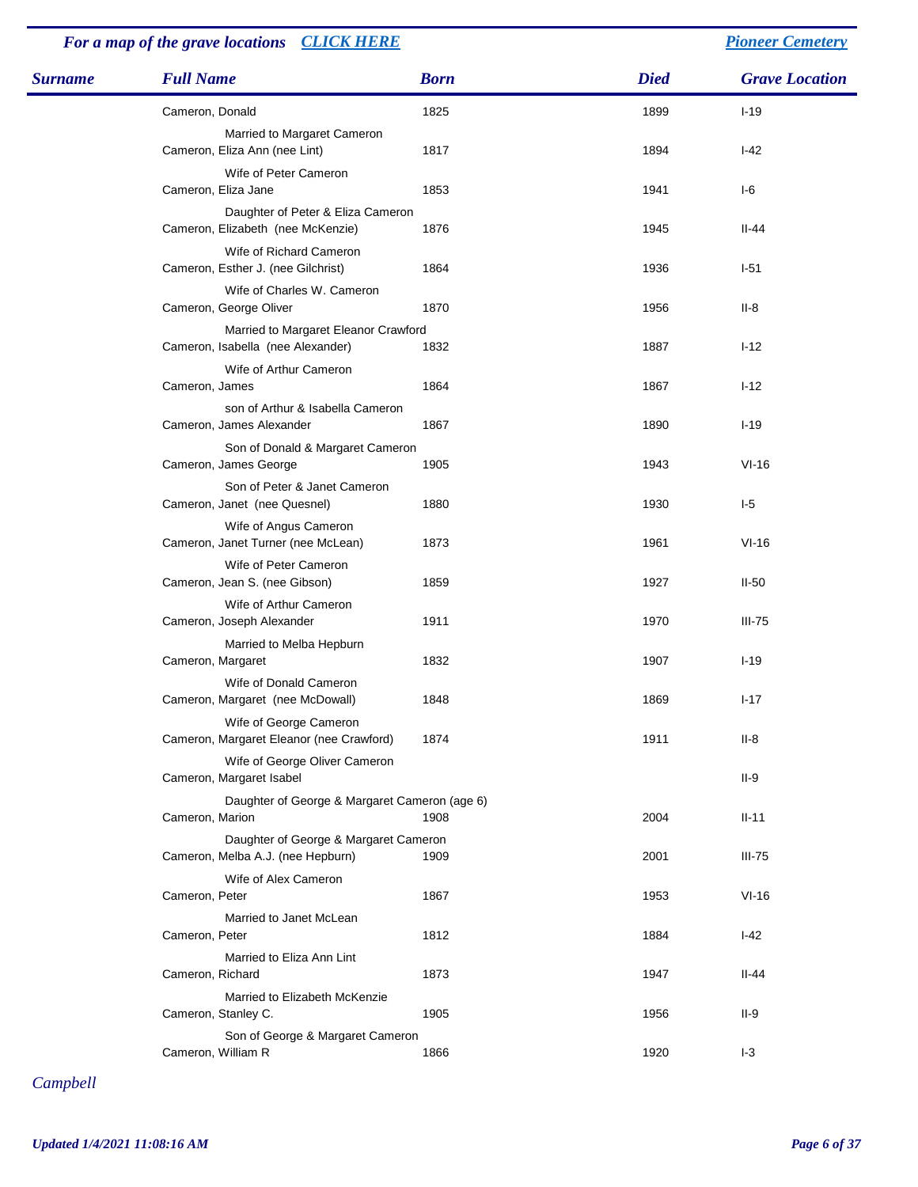*For a map of the grave locations* [CLICK HERE] *Pioneer Cemetery*

| Surname | Full Name | Born | Died | Grave Location |
|---|---|---|---|---|
| | Cameron, Donald | 1825 | 1899 | I-19 |
| | Married to Margaret Cameron | | | |
| | Cameron, Eliza Ann (nee Lint) | 1817 | 1894 | I-42 |
| | Wife of Peter Cameron | | | |
| | Cameron, Eliza Jane | 1853 | 1941 | I-6 |
| | Daughter of Peter & Eliza Cameron | | | |
| | Cameron, Elizabeth (nee McKenzie) | 1876 | 1945 | II-44 |
| | Wife of Richard Cameron | | | |
| | Cameron, Esther J. (nee Gilchrist) | 1864 | 1936 | I-51 |
| | Wife of Charles W. Cameron | | | |
| | Cameron, George Oliver | 1870 | 1956 | II-8 |
| | Married to Margaret Eleanor Crawford | | | |
| | Cameron, Isabella (nee Alexander) | 1832 | 1887 | I-12 |
| | Wife of Arthur Cameron | | | |
| | Cameron, James | 1864 | 1867 | I-12 |
| | son of Arthur & Isabella Cameron | | | |
| | Cameron, James Alexander | 1867 | 1890 | I-19 |
| | Son of Donald & Margaret Cameron | | | |
| | Cameron, James George | 1905 | 1943 | VI-16 |
| | Son of Peter & Janet Cameron | | | |
| | Cameron, Janet (nee Quesnel) | 1880 | 1930 | I-5 |
| | Wife of Angus Cameron | | | |
| | Cameron, Janet Turner (nee McLean) | 1873 | 1961 | VI-16 |
| | Wife of Peter Cameron | | | |
| | Cameron, Jean S. (nee Gibson) | 1859 | 1927 | II-50 |
| | Wife of Arthur Cameron | | | |
| | Cameron, Joseph Alexander | 1911 | 1970 | III-75 |
| | Married to Melba Hepburn | | | |
| | Cameron, Margaret | 1832 | 1907 | I-19 |
| | Wife of Donald Cameron | | | |
| | Cameron, Margaret (nee McDowall) | 1848 | 1869 | I-17 |
| | Wife of George Cameron | | | |
| | Cameron, Margaret Eleanor (nee Crawford) | 1874 | 1911 | II-8 |
| | Wife of George Oliver Cameron | | | |
| | Cameron, Margaret Isabel | | | II-9 |
| | Daughter of George & Margaret Cameron (age 6) | | | |
| | Cameron, Marion | 1908 | 2004 | II-11 |
| | Daughter of George & Margaret Cameron | | | |
| | Cameron, Melba A.J. (nee Hepburn) | 1909 | 2001 | III-75 |
| | Wife of Alex Cameron | | | |
| | Cameron, Peter | 1867 | 1953 | VI-16 |
| | Married to Janet McLean | | | |
| | Cameron, Peter | 1812 | 1884 | I-42 |
| | Married to Eliza Ann Lint | | | |
| | Cameron, Richard | 1873 | 1947 | II-44 |
| | Married to Elizabeth McKenzie | | | |
| | Cameron, Stanley C. | 1905 | 1956 | II-9 |
| | Son of George & Margaret Cameron | | | |
| | Cameron, William R | 1866 | 1920 | I-3 |
| *Campbell* | | | | |

*Updated 1/4/2021 11:08:16 AM*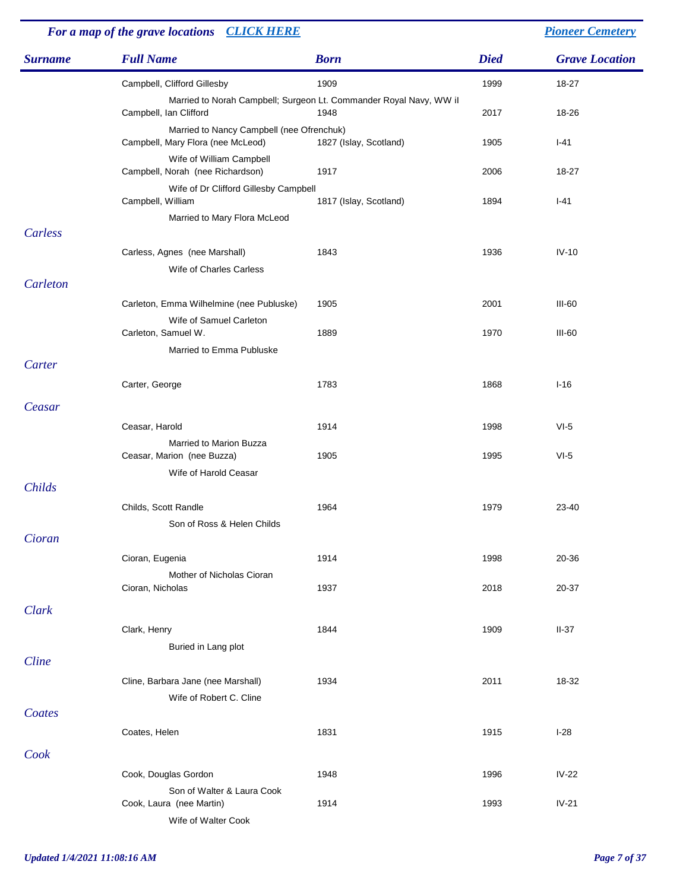*For a map of the grave locations* [*CLICK HERE*]() [*Pioneer Cemetery*]()

| Surname | Full Name | Born | Died | Grave Location |
|---|---|---|---|---|
| | Campbell, Clifford Gillesby | 1909 | 1999 | 18-27 |
| | Married to Norah Campbell; Surgeon Lt. Commander Royal Navy, WW iI | | | |
| | Campbell, Ian Clifford | 1948 | 2017 | 18-26 |
| | Married to Nancy Campbell (nee Ofrenchuk) | | | |
| | Campbell, Mary Flora (nee McLeod) | 1827 (Islay, Scotland) | 1905 | I-41 |
| | Wife of William Campbell | | | |
| | Campbell, Norah (nee Richardson) | 1917 | 2006 | 18-27 |
| | Wife of Dr Clifford Gillesby Campbell | | | |
| | Campbell, William | 1817 (Islay, Scotland) | 1894 | I-41 |
| | Married to Mary Flora McLeod | | | |
| *Carless* | | | | |
| | Carless, Agnes (nee Marshall) | 1843 | 1936 | IV-10 |
| | Wife of Charles Carless | | | |
| *Carleton* | | | | |
| | Carleton, Emma Wilhelmine (nee Publuske) | 1905 | 2001 | III-60 |
| | Wife of Samuel Carleton | | | |
| | Carleton, Samuel W. | 1889 | 1970 | III-60 |
| | Married to Emma Publuske | | | |
| *Carter* | | | | |
| | Carter, George | 1783 | 1868 | I-16 |
| *Ceasar* | | | | |
| | Ceasar, Harold | 1914 | 1998 | VI-5 |
| | Married to Marion Buzza | | | |
| | Ceasar, Marion (nee Buzza) | 1905 | 1995 | VI-5 |
| | Wife of Harold Ceasar | | | |
| *Childs* | | | | |
| | Childs, Scott Randle | 1964 | 1979 | 23-40 |
| | Son of Ross & Helen Childs | | | |
| *Cioran* | | | | |
| | Cioran, Eugenia | 1914 | 1998 | 20-36 |
| | Mother of Nicholas Cioran | | | |
| | Cioran, Nicholas | 1937 | 2018 | 20-37 |
| *Clark* | | | | |
| | Clark, Henry | 1844 | 1909 | II-37 |
| | Buried in Lang plot | | | |
| *Cline* | | | | |
| | Cline, Barbara Jane (nee Marshall) | 1934 | 2011 | 18-32 |
| | Wife of Robert C. Cline | | | |
| *Coates* | | | | |
| | Coates, Helen | 1831 | 1915 | I-28 |
| *Cook* | | | | |
| | Cook, Douglas Gordon | 1948 | 1996 | IV-22 |
| | Son of Walter & Laura Cook | | | |
| | Cook, Laura (nee Martin) | 1914 | 1993 | IV-21 |
| | Wife of Walter Cook | | | |

*Updated 1/4/2021 11:08:16 AM*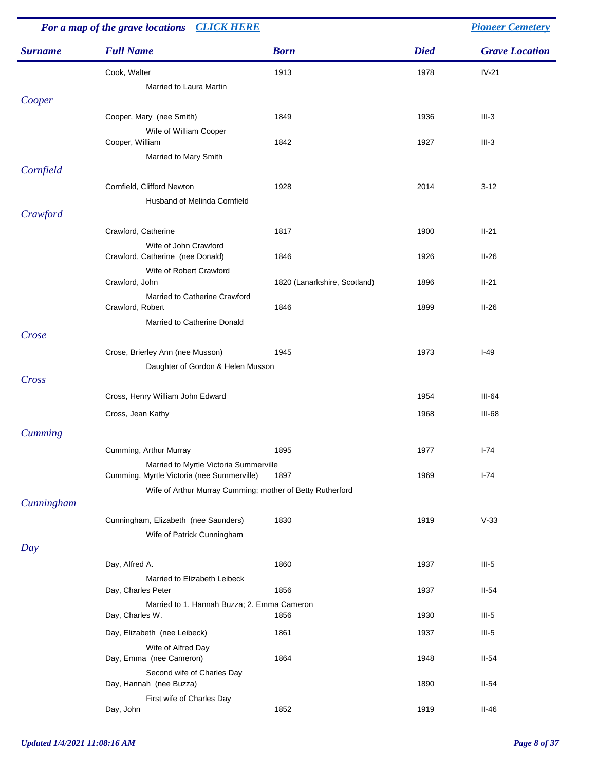*For a map of the grave locations* [CLICK HERE]  [Pioneer Cemetery]

| Surname | Full Name | Born | Died | Grave Location |
|---|---|---|---|---|
| | Cook, Walter | 1913 | 1978 | IV-21 |
| | Married to Laura Martin | | | |
| *Cooper* | | | | |
| | Cooper, Mary (nee Smith) | 1849 | 1936 | III-3 |
| | Wife of William Cooper | | | |
| | Cooper, William | 1842 | 1927 | III-3 |
| | Married to Mary Smith | | | |
| *Cornfield* | | | | |
| | Cornfield, Clifford Newton | 1928 | 2014 | 3-12 |
| | Husband of Melinda Cornfield | | | |
| *Crawford* | | | | |
| | Crawford, Catherine | 1817 | 1900 | II-21 |
| | Wife of John Crawford | | | |
| | Crawford, Catherine (nee Donald) | 1846 | 1926 | II-26 |
| | Wife of Robert Crawford | | | |
| | Crawford, John | 1820 (Lanarkshire, Scotland) | 1896 | II-21 |
| | Married to Catherine Crawford | | | |
| | Crawford, Robert | 1846 | 1899 | II-26 |
| | Married to Catherine Donald | | | |
| *Crose* | | | | |
| | Crose, Brierley Ann (nee Musson) | 1945 | 1973 | I-49 |
| | Daughter of Gordon & Helen Musson | | | |
| *Cross* | | | | |
| | Cross, Henry William John Edward | | 1954 | III-64 |
| | Cross, Jean Kathy | | 1968 | III-68 |
| *Cumming* | | | | |
| | Cumming, Arthur Murray | 1895 | 1977 | I-74 |
| | Married to Myrtle Victoria Summerville | | | |
| | Cumming, Myrtle Victoria (nee Summerville) | 1897 | 1969 | I-74 |
| | Wife of Arthur Murray Cumming; mother of Betty Rutherford | | | |
| *Cunningham* | | | | |
| | Cunningham, Elizabeth (nee Saunders) | 1830 | 1919 | V-33 |
| | Wife of Patrick Cunningham | | | |
| *Day* | | | | |
| | Day, Alfred A. | 1860 | 1937 | III-5 |
| | Married to Elizabeth Leibeck | | | |
| | Day, Charles Peter | 1856 | 1937 | II-54 |
| | Married to 1. Hannah Buzza; 2. Emma Cameron | | | |
| | Day, Charles W. | 1856 | 1930 | III-5 |
| | Day, Elizabeth (nee Leibeck) | 1861 | 1937 | III-5 |
| | Wife of Alfred Day | | | |
| | Day, Emma (nee Cameron) | 1864 | 1948 | II-54 |
| | Second wife of Charles Day | | | |
| | Day, Hannah (nee Buzza) | | 1890 | II-54 |
| | First wife of Charles Day | | | |
| | Day, John | 1852 | 1919 | II-46 |

*Updated 1/4/2021 11:08:16 AM*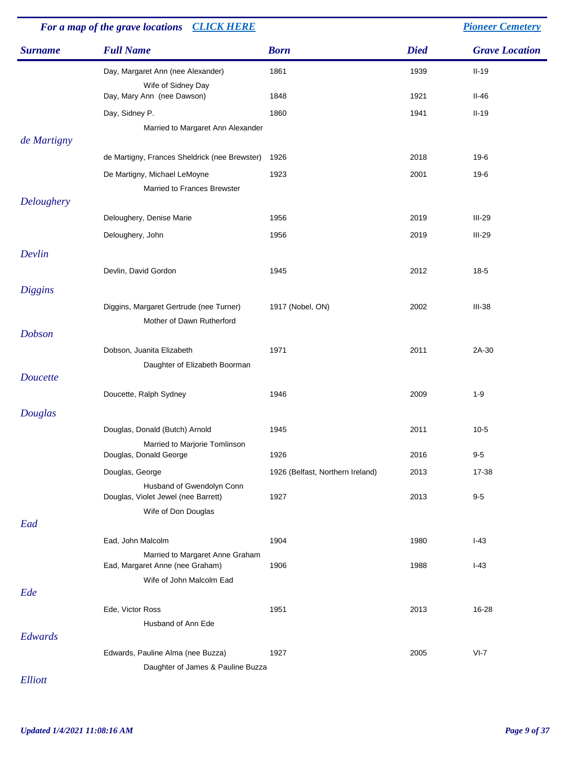For a map of the grave locations **CLICK HERE** | **Pioneer Cemetery**

| Surname | Full Name | Born | Died | Grave Location |
|---|---|---|---|---|
| | Day, Margaret Ann (nee Alexander) | 1861 | 1939 | II-19 |
| | Wife of Sidney Day | | | |
| | Day, Mary Ann (nee Dawson) | 1848 | 1921 | II-46 |
| | Day, Sidney P. | 1860 | 1941 | II-19 |
| | Married to Margaret Ann Alexander | | | |
| *de Martigny* | | | | |
| | de Martigny, Frances Sheldrick (nee Brewster) | 1926 | 2018 | 19-6 |
| | De Martigny, Michael LeMoyne | 1923 | 2001 | 19-6 |
| | Married to Frances Brewster | | | |
| *Deloughery* | | | | |
| | Deloughery, Denise Marie | 1956 | 2019 | III-29 |
| | Deloughery, John | 1956 | 2019 | III-29 |
| *Devlin* | | | | |
| | Devlin, David Gordon | 1945 | 2012 | 18-5 |
| *Diggins* | | | | |
| | Diggins, Margaret Gertrude (nee Turner) | 1917 (Nobel, ON) | 2002 | III-38 |
| | Mother of Dawn Rutherford | | | |
| *Dobson* | | | | |
| | Dobson, Juanita Elizabeth | 1971 | 2011 | 2A-30 |
| | Daughter of Elizabeth Boorman | | | |
| *Doucette* | | | | |
| | Doucette, Ralph Sydney | 1946 | 2009 | 1-9 |
| *Douglas* | | | | |
| | Douglas, Donald (Butch) Arnold | 1945 | 2011 | 10-5 |
| | Married to Marjorie Tomlinson | | | |
| | Douglas, Donald George | 1926 | 2016 | 9-5 |
| | Douglas, George | 1926 (Belfast, Northern Ireland) | 2013 | 17-38 |
| | Husband of Gwendolyn Conn | | | |
| | Douglas, Violet Jewel (nee Barrett) | 1927 | 2013 | 9-5 |
| | Wife of Don Douglas | | | |
| *Ead* | | | | |
| | Ead, John Malcolm | 1904 | 1980 | I-43 |
| | Married to Margaret Anne Graham | | | |
| | Ead, Margaret Anne (nee Graham) | 1906 | 1988 | I-43 |
| | Wife of John Malcolm Ead | | | |
| *Ede* | | | | |
| | Ede, Victor Ross | 1951 | 2013 | 16-28 |
| | Husband of Ann Ede | | | |
| *Edwards* | | | | |
| | Edwards, Pauline Alma (nee Buzza) | 1927 | 2005 | VI-7 |
| | Daughter of James & Pauline Buzza | | | |
| *Elliott* | | | | |

*Updated 1/4/2021 11:08:16 AM*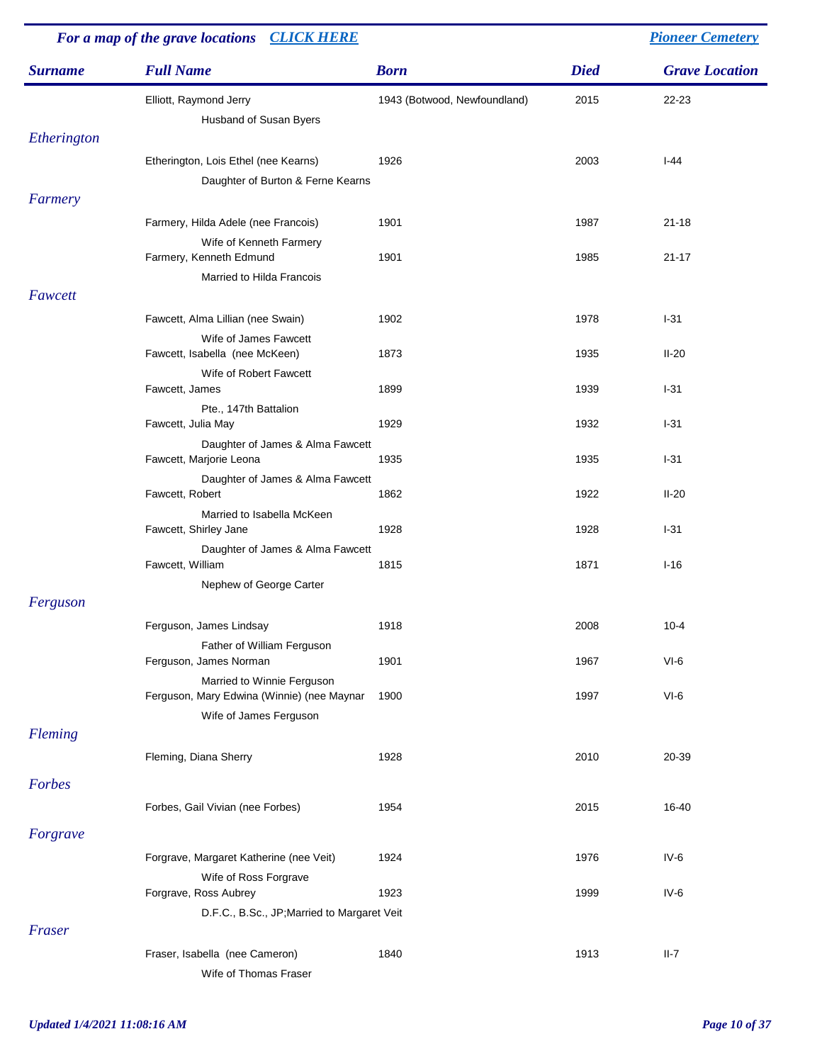*For a map of the grave locations* [CLICK HERE]() | [Pioneer Cemetery]()

| Surname | Full Name | Born | Died | Grave Location |
|---|---|---|---|---|
| | Elliott, Raymond Jerry | 1943 (Botwood, Newfoundland) | 2015 | 22-23 |
| | Husband of Susan Byers | | | |
| *Etherington* | | | | |
| | Etherington, Lois Ethel (nee Kearns) | 1926 | 2003 | I-44 |
| | Daughter of Burton & Ferne Kearns | | | |
| *Farmery* | | | | |
| | Farmery, Hilda Adele (nee Francois) | 1901 | 1987 | 21-18 |
| | Wife of Kenneth Farmery | | | |
| | Farmery, Kenneth Edmund | 1901 | 1985 | 21-17 |
| | Married to Hilda Francois | | | |
| *Fawcett* | | | | |
| | Fawcett, Alma Lillian (nee Swain) | 1902 | 1978 | I-31 |
| | Wife of James Fawcett | | | |
| | Fawcett, Isabella (nee McKeen) | 1873 | 1935 | II-20 |
| | Wife of Robert Fawcett | | | |
| | Fawcett, James | 1899 | 1939 | I-31 |
| | Pte., 147th Battalion | | | |
| | Fawcett, Julia May | 1929 | 1932 | I-31 |
| | Daughter of James & Alma Fawcett | | | |
| | Fawcett, Marjorie Leona | 1935 | 1935 | I-31 |
| | Daughter of James & Alma Fawcett | | | |
| | Fawcett, Robert | 1862 | 1922 | II-20 |
| | Married to Isabella McKeen | | | |
| | Fawcett, Shirley Jane | 1928 | 1928 | I-31 |
| | Daughter of James & Alma Fawcett | | | |
| | Fawcett, William | 1815 | 1871 | I-16 |
| | Nephew of George Carter | | | |
| *Ferguson* | | | | |
| | Ferguson, James Lindsay | 1918 | 2008 | 10-4 |
| | Father of William Ferguson | | | |
| | Ferguson, James Norman | 1901 | 1967 | VI-6 |
| | Married to Winnie Ferguson | | | |
| | Ferguson, Mary Edwina (Winnie) (nee Maynar | 1900 | 1997 | VI-6 |
| | Wife of James Ferguson | | | |
| *Fleming* | | | | |
| | Fleming, Diana Sherry | 1928 | 2010 | 20-39 |
| *Forbes* | | | | |
| | Forbes, Gail Vivian (nee Forbes) | 1954 | 2015 | 16-40 |
| *Forgrave* | | | | |
| | Forgrave, Margaret Katherine (nee Veit) | 1924 | 1976 | IV-6 |
| | Wife of Ross Forgrave | | | |
| | Forgrave, Ross Aubrey | 1923 | 1999 | IV-6 |
| | D.F.C., B.Sc., JP;Married to Margaret Veit | | | |
| *Fraser* | | | | |
| | Fraser, Isabella (nee Cameron) | 1840 | 1913 | II-7 |
| | Wife of Thomas Fraser | | | |

*Updated 1/4/2021 11:08:16 AM*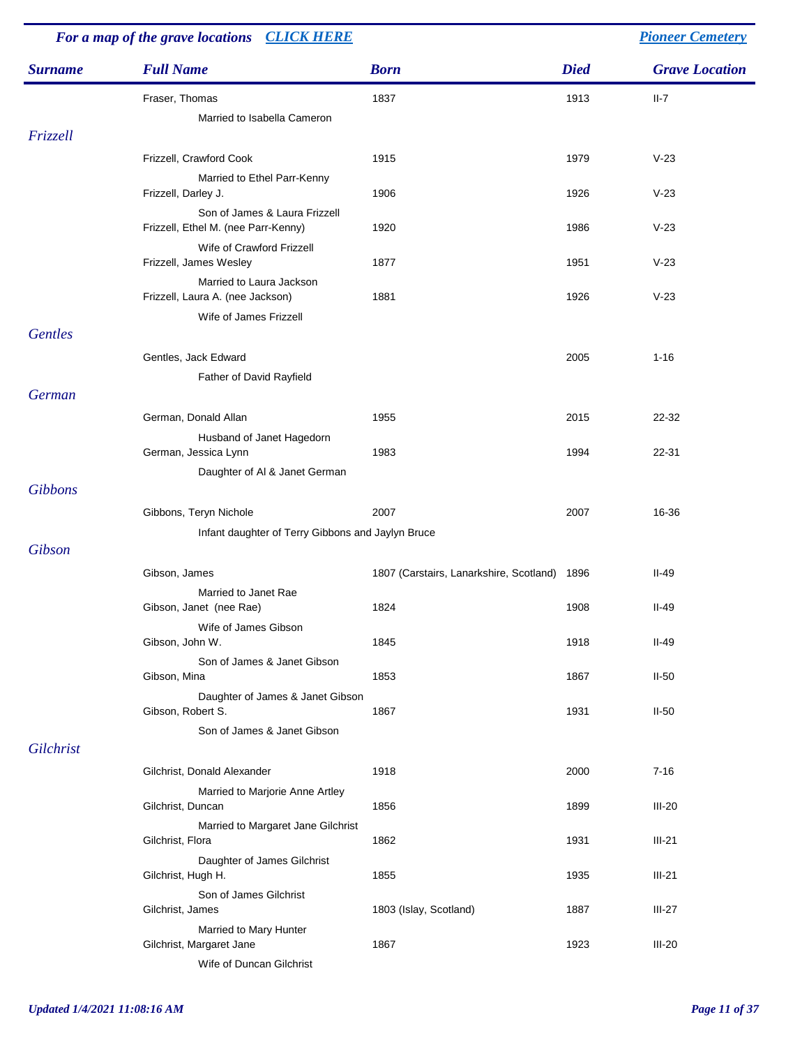**For a map of the grave locations** [CLICK HERE] | [Pioneer Cemetery]

| Surname | Full Name | Born | Died | Grave Location |
|---|---|---|---|---|
| | Fraser, Thomas | 1837 | 1913 | II-7 |
| | Married to Isabella Cameron | | | |
| *Frizzell* | | | | |
| | Frizzell, Crawford Cook | 1915 | 1979 | V-23 |
| | Married to Ethel Parr-Kenny | | | |
| | Frizzell, Darley J. | 1906 | 1926 | V-23 |
| | Son of James & Laura Frizzell | | | |
| | Frizzell, Ethel M. (nee Parr-Kenny) | 1920 | 1986 | V-23 |
| | Wife of Crawford Frizzell | | | |
| | Frizzell, James Wesley | 1877 | 1951 | V-23 |
| | Married to Laura Jackson | | | |
| | Frizzell, Laura A. (nee Jackson) | 1881 | 1926 | V-23 |
| | Wife of James Frizzell | | | |
| *Gentles* | | | | |
| | Gentles, Jack Edward | | 2005 | 1-16 |
| | Father of David Rayfield | | | |
| *German* | | | | |
| | German, Donald Allan | 1955 | 2015 | 22-32 |
| | Husband of Janet Hagedorn | | | |
| | German, Jessica Lynn | 1983 | 1994 | 22-31 |
| | Daughter of Al & Janet German | | | |
| *Gibbons* | | | | |
| | Gibbons, Teryn Nichole | 2007 | 2007 | 16-36 |
| | Infant daughter of Terry Gibbons and Jaylyn Bruce | | | |
| *Gibson* | | | | |
| | Gibson, James | 1807 (Carstairs, Lanarkshire, Scotland) | 1896 | II-49 |
| | Married to Janet Rae | | | |
| | Gibson, Janet (nee Rae) | 1824 | 1908 | II-49 |
| | Wife of James Gibson | | | |
| | Gibson, John W. | 1845 | 1918 | II-49 |
| | Son of James & Janet Gibson | | | |
| | Gibson, Mina | 1853 | 1867 | II-50 |
| | Daughter of James & Janet Gibson | | | |
| | Gibson, Robert S. | 1867 | 1931 | II-50 |
| | Son of James & Janet Gibson | | | |
| *Gilchrist* | | | | |
| | Gilchrist, Donald Alexander | 1918 | 2000 | 7-16 |
| | Married to Marjorie Anne Artley | | | |
| | Gilchrist, Duncan | 1856 | 1899 | III-20 |
| | Married to Margaret Jane Gilchrist | | | |
| | Gilchrist, Flora | 1862 | 1931 | III-21 |
| | Daughter of James Gilchrist | | | |
| | Gilchrist, Hugh H. | 1855 | 1935 | III-21 |
| | Son of James Gilchrist | | | |
| | Gilchrist, James | 1803 (Islay, Scotland) | 1887 | III-27 |
| | Married to Mary Hunter | | | |
| | Gilchrist, Margaret Jane | 1867 | 1923 | III-20 |
| | Wife of Duncan Gilchrist | | | |

*Updated 1/4/2021 11:08:16 AM*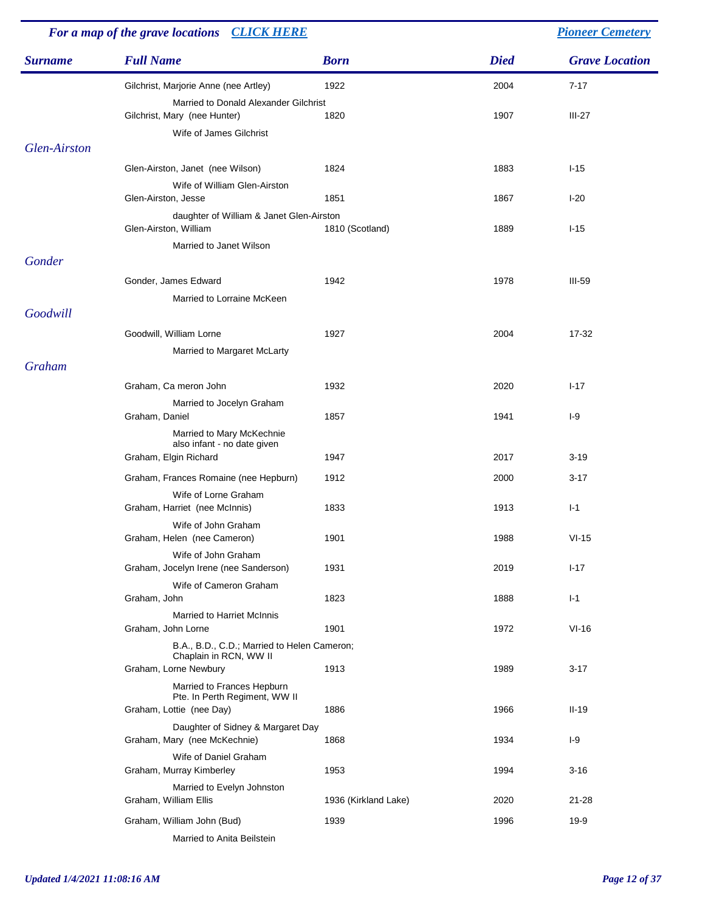*For a map of the grave locations* [CLICK HERE] | [Pioneer Cemetery]

| Surname | Full Name | Born | Died | Grave Location |
|---|---|---|---|---|
| | Gilchrist, Marjorie Anne (nee Artley)<br>Married to Donald Alexander Gilchrist | 1922 | 2004 | 7-17 |
| | Gilchrist, Mary (nee Hunter)<br>Wife of James Gilchrist | 1820 | 1907 | III-27 |
| *Glen-Airston* | | | | |
| | Glen-Airston, Janet (nee Wilson)<br>Wife of William Glen-Airston | 1824 | 1883 | I-15 |
| | Glen-Airston, Jesse<br>daughter of William & Janet Glen-Airston | 1851 | 1867 | I-20 |
| | Glen-Airston, William<br>Married to Janet Wilson | 1810 (Scotland) | 1889 | I-15 |
| *Gonder* | | | | |
| | Gonder, James Edward<br>Married to Lorraine McKeen | 1942 | 1978 | III-59 |
| *Goodwill* | | | | |
| | Goodwill, William Lorne<br>Married to Margaret McLarty | 1927 | 2004 | 17-32 |
| *Graham* | | | | |
| | Graham, Ca meron John<br>Married to Jocelyn Graham | 1932 | 2020 | I-17 |
| | Graham, Daniel<br>Married to Mary McKechnie<br>also infant - no date given | 1857 | 1941 | I-9 |
| | Graham, Elgin Richard | 1947 | 2017 | 3-19 |
| | Graham, Frances Romaine (nee Hepburn)<br>Wife of Lorne Graham | 1912 | 2000 | 3-17 |
| | Graham, Harriet (nee McInnis)<br>Wife of John Graham | 1833 | 1913 | I-1 |
| | Graham, Helen (nee Cameron)<br>Wife of John Graham | 1901 | 1988 | VI-15 |
| | Graham, Jocelyn Irene (nee Sanderson)<br>Wife of Cameron Graham | 1931 | 2019 | I-17 |
| | Graham, John<br>Married to Harriet McInnis | 1823 | 1888 | I-1 |
| | Graham, John Lorne<br>B.A., B.D., C.D.; Married to Helen Cameron;<br>Chaplain in RCN, WW II | 1901 | 1972 | VI-16 |
| | Graham, Lorne Newbury<br>Married to Frances Hepburn<br>Pte. In Perth Regiment, WW II | 1913 | 1989 | 3-17 |
| | Graham, Lottie (nee Day)<br>Daughter of Sidney & Margaret Day | 1886 | 1966 | II-19 |
| | Graham, Mary (nee McKechnie)<br>Wife of Daniel Graham | 1868 | 1934 | I-9 |
| | Graham, Murray Kimberley<br>Married to Evelyn Johnston | 1953 | 1994 | 3-16 |
| | Graham, William Ellis | 1936 (Kirkland Lake) | 2020 | 21-28 |
| | Graham, William John (Bud)<br>Married to Anita Beilstein | 1939 | 1996 | 19-9 |

*Updated 1/4/2021 11:08:16 AM*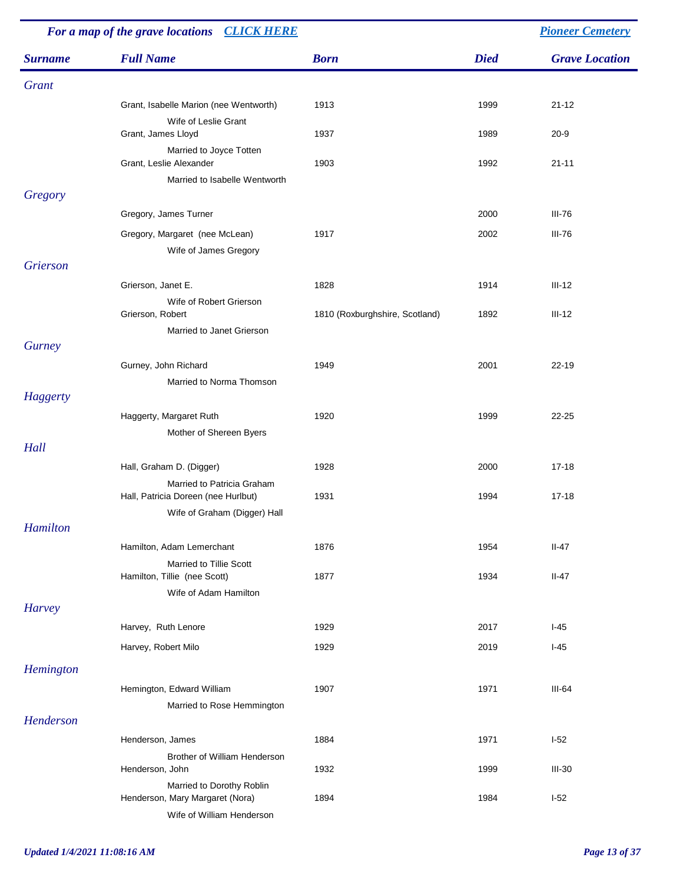For a map of the grave locations **CLICK HERE** | **Pioneer Cemetery**

| Surname | Full Name | Born | Died | Grave Location |
|---|---|---|---|---|
| *Grant* | | | | |
| | Grant, Isabelle Marion (nee Wentworth)<br>Wife of Leslie Grant | 1913 | 1999 | 21-12 |
| | Grant, James Lloyd<br>Married to Joyce Totten | 1937 | 1989 | 20-9 |
| | Grant, Leslie Alexander<br>Married to Isabelle Wentworth | 1903 | 1992 | 21-11 |
| *Gregory* | | | | |
| | Gregory, James Turner | | 2000 | III-76 |
| | Gregory, Margaret (nee McLean)<br>Wife of James Gregory | 1917 | 2002 | III-76 |
| *Grierson* | | | | |
| | Grierson, Janet E.<br>Wife of Robert Grierson | 1828 | 1914 | III-12 |
| | Grierson, Robert<br>Married to Janet Grierson | 1810 (Roxburghshire, Scotland) | 1892 | III-12 |
| *Gurney* | | | | |
| | Gurney, John Richard<br>Married to Norma Thomson | 1949 | 2001 | 22-19 |
| *Haggerty* | | | | |
| | Haggerty, Margaret Ruth<br>Mother of Shereen Byers | 1920 | 1999 | 22-25 |
| *Hall* | | | | |
| | Hall, Graham D. (Digger)<br>Married to Patricia Graham | 1928 | 2000 | 17-18 |
| | Hall, Patricia Doreen (nee Hurlbut)<br>Wife of Graham (Digger) Hall | 1931 | 1994 | 17-18 |
| *Hamilton* | | | | |
| | Hamilton, Adam Lemerchant<br>Married to Tillie Scott | 1876 | 1954 | II-47 |
| | Hamilton, Tillie (nee Scott)<br>Wife of Adam Hamilton | 1877 | 1934 | II-47 |
| *Harvey* | | | | |
| | Harvey, Ruth Lenore | 1929 | 2017 | I-45 |
| | Harvey, Robert Milo | 1929 | 2019 | I-45 |
| *Hemington* | | | | |
| | Hemington, Edward William<br>Married to Rose Hemmington | 1907 | 1971 | III-64 |
| *Henderson* | | | | |
| | Henderson, James<br>Brother of William Henderson | 1884 | 1971 | I-52 |
| | Henderson, John<br>Married to Dorothy Roblin | 1932 | 1999 | III-30 |
| | Henderson, Mary Margaret (Nora)<br>Wife of William Henderson | 1894 | 1984 | I-52 |

*Updated 1/4/2021 11:08:16 AM*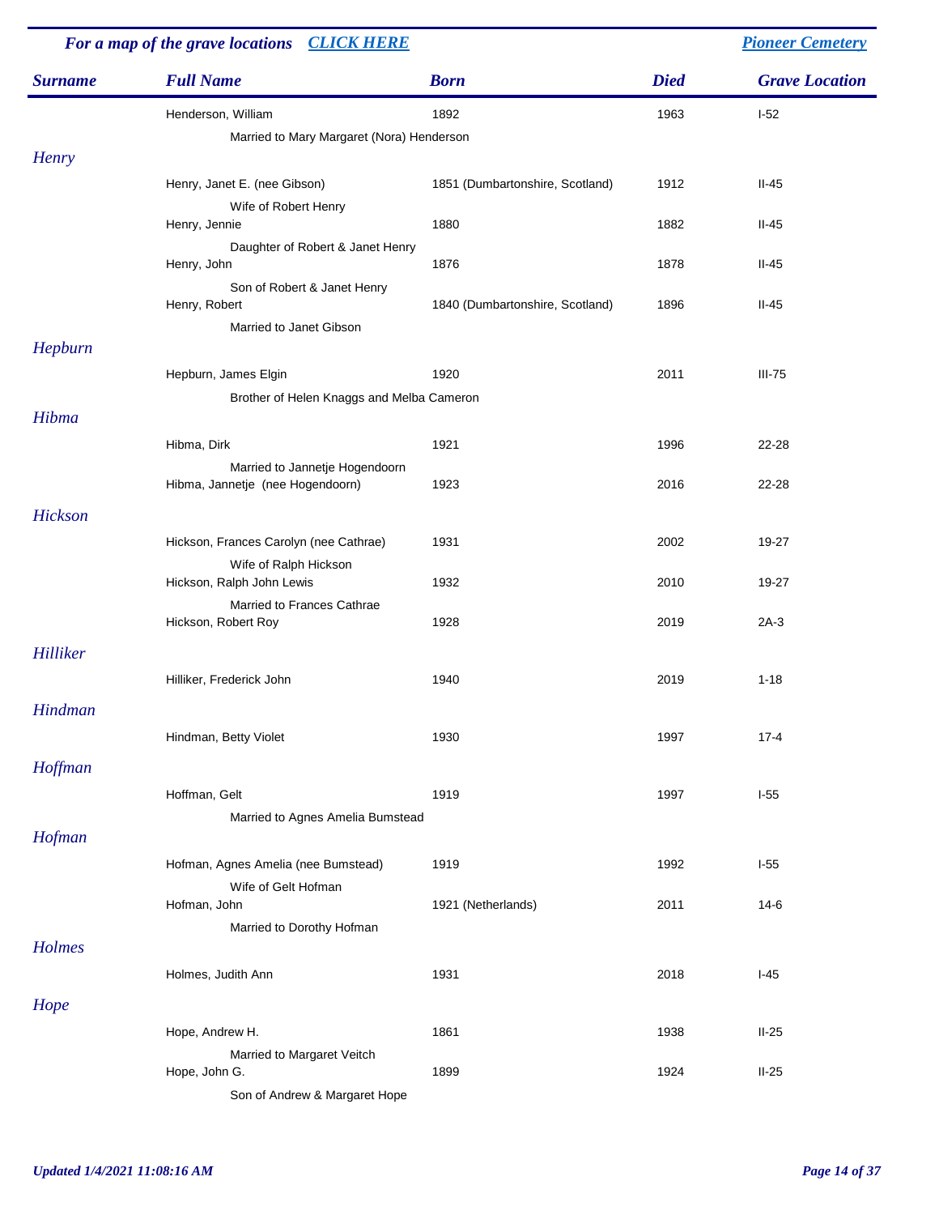| *For a map of the grave locations* [CLICK HERE] | | | | [Pioneer Cemetery] |
|---|---|---|---|---|
| ***Surname*** | ***Full Name*** | ***Born*** | ***Died*** | ***Grave Location*** |
| | Henderson, William | 1892 | 1963 | I-52 |
| | Married to Mary Margaret (Nora) Henderson | | | |
| ***Henry*** | | | | |
| | Henry, Janet E. (nee Gibson) | 1851 (Dumbartonshire, Scotland) | 1912 | II-45 |
| | Wife of Robert Henry | | | |
| | Henry, Jennie | 1880 | 1882 | II-45 |
| | Daughter of Robert & Janet Henry | | | |
| | Henry, John | 1876 | 1878 | II-45 |
| | Son of Robert & Janet Henry | | | |
| | Henry, Robert | 1840 (Dumbartonshire, Scotland) | 1896 | II-45 |
| | Married to Janet Gibson | | | |
| ***Hepburn*** | | | | |
| | Hepburn, James Elgin | 1920 | 2011 | III-75 |
| | Brother of Helen Knaggs and Melba Cameron | | | |
| ***Hibma*** | | | | |
| | Hibma, Dirk | 1921 | 1996 | 22-28 |
| | Married to Jannetje Hogendoorn | | | |
| | Hibma, Jannetje (nee Hogendoorn) | 1923 | 2016 | 22-28 |
| ***Hickson*** | | | | |
| | Hickson, Frances Carolyn (nee Cathrae) | 1931 | 2002 | 19-27 |
| | Wife of Ralph Hickson | | | |
| | Hickson, Ralph John Lewis | 1932 | 2010 | 19-27 |
| | Married to Frances Cathrae | | | |
| | Hickson, Robert Roy | 1928 | 2019 | 2A-3 |
| ***Hilliker*** | | | | |
| | Hilliker, Frederick John | 1940 | 2019 | 1-18 |
| ***Hindman*** | | | | |
| | Hindman, Betty Violet | 1930 | 1997 | 17-4 |
| ***Hoffman*** | | | | |
| | Hoffman, Gelt | 1919 | 1997 | I-55 |
| | Married to Agnes Amelia Bumstead | | | |
| ***Hofman*** | | | | |
| | Hofman, Agnes Amelia (nee Bumstead) | 1919 | 1992 | I-55 |
| | Wife of Gelt Hofman | | | |
| | Hofman, John | 1921 (Netherlands) | 2011 | 14-6 |
| | Married to Dorothy Hofman | | | |
| ***Holmes*** | | | | |
| | Holmes, Judith Ann | 1931 | 2018 | I-45 |
| ***Hope*** | | | | |
| | Hope, Andrew H. | 1861 | 1938 | II-25 |
| | Married to Margaret Veitch | | | |
| | Hope, John G. | 1899 | 1924 | II-25 |
| | Son of Andrew & Margaret Hope | | | |

*Updated 1/4/2021 11:08:16 AM*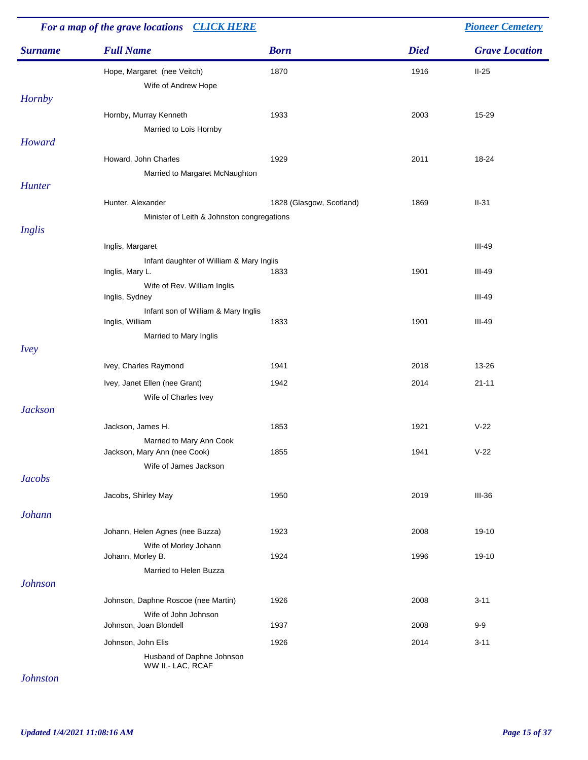*For a map of the grave locations* [CLICK HERE] | [Pioneer Cemetery]

| Surname | Full Name | Born | Died | Grave Location |
|---|---|---|---|---|
| | Hope, Margaret (nee Veitch)<br>Wife of Andrew Hope | 1870 | 1916 | II-25 |
| *Hornby* | | | | |
| | Hornby, Murray Kenneth<br>Married to Lois Hornby | 1933 | 2003 | 15-29 |
| *Howard* | | | | |
| | Howard, John Charles<br>Married to Margaret McNaughton | 1929 | 2011 | 18-24 |
| *Hunter* | | | | |
| | Hunter, Alexander<br>Minister of Leith & Johnston congregations | 1828 (Glasgow, Scotland) | 1869 | II-31 |
| *Inglis* | | | | |
| | Inglis, Margaret<br>Infant daughter of William & Mary Inglis | | | III-49 |
| | Inglis, Mary L.<br>Wife of Rev. William Inglis | 1833 | 1901 | III-49 |
| | Inglis, Sydney<br>Infant son of William & Mary Inglis | | | III-49 |
| | Inglis, William<br>Married to Mary Inglis | 1833 | 1901 | III-49 |
| *Ivey* | | | | |
| | Ivey, Charles Raymond | 1941 | 2018 | 13-26 |
| | Ivey, Janet Ellen (nee Grant)<br>Wife of Charles Ivey | 1942 | 2014 | 21-11 |
| *Jackson* | | | | |
| | Jackson, James H.<br>Married to Mary Ann Cook | 1853 | 1921 | V-22 |
| | Jackson, Mary Ann (nee Cook)<br>Wife of James Jackson | 1855 | 1941 | V-22 |
| *Jacobs* | | | | |
| | Jacobs, Shirley May | 1950 | 2019 | III-36 |
| *Johann* | | | | |
| | Johann, Helen Agnes (nee Buzza)<br>Wife of Morley Johann | 1923 | 2008 | 19-10 |
| | Johann, Morley B.<br>Married to Helen Buzza | 1924 | 1996 | 19-10 |
| *Johnson* | | | | |
| | Johnson, Daphne Roscoe (nee Martin)<br>Wife of John Johnson | 1926 | 2008 | 3-11 |
| | Johnson, Joan Blondell | 1937 | 2008 | 9-9 |
| | Johnson, John Elis<br>Husband of Daphne Johnson<br>WW II,- LAC, RCAF | 1926 | 2014 | 3-11 |
| *Johnston* | | | | |

*Updated 1/4/2021 11:08:16 AM*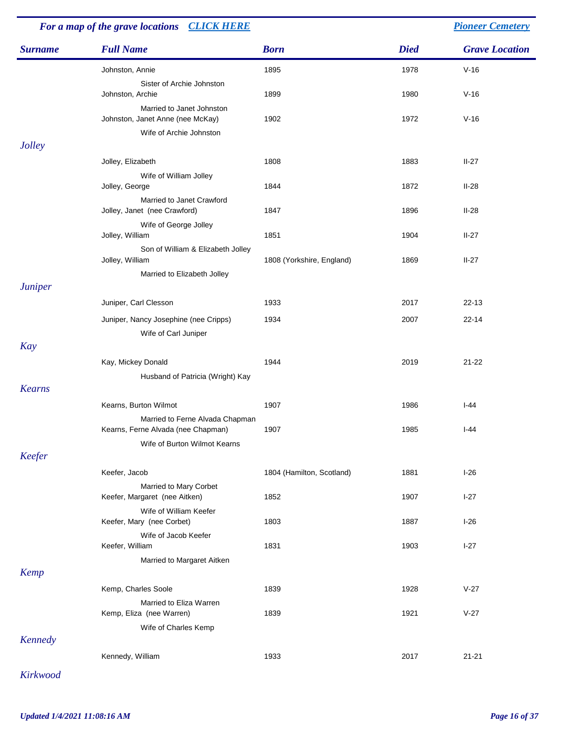For a map of the grave locations CLICK HERE | Pioneer Cemetery

| Surname | Full Name | Born | Died | Grave Location |
|---|---|---|---|---|
| | Johnston, Annie | 1895 | 1978 | V-16 |
| | Sister of Archie Johnston | | | |
| | Johnston, Archie | 1899 | 1980 | V-16 |
| | Married to Janet Johnston | | | |
| | Johnston, Janet Anne (nee McKay) | 1902 | 1972 | V-16 |
| | Wife of Archie Johnston | | | |
| Jolley | | | | |
| | Jolley, Elizabeth | 1808 | 1883 | II-27 |
| | Wife of William Jolley | | | |
| | Jolley, George | 1844 | 1872 | II-28 |
| | Married to Janet Crawford | | | |
| | Jolley, Janet (nee Crawford) | 1847 | 1896 | II-28 |
| | Wife of George Jolley | | | |
| | Jolley, William | 1851 | 1904 | II-27 |
| | Son of William & Elizabeth Jolley | | | |
| | Jolley, William | 1808 (Yorkshire, England) | 1869 | II-27 |
| | Married to Elizabeth Jolley | | | |
| Juniper | | | | |
| | Juniper, Carl Clesson | 1933 | 2017 | 22-13 |
| | Juniper, Nancy Josephine (nee Cripps) | 1934 | 2007 | 22-14 |
| | Wife of Carl Juniper | | | |
| Kay | | | | |
| | Kay, Mickey Donald | 1944 | 2019 | 21-22 |
| | Husband of Patricia (Wright) Kay | | | |
| Kearns | | | | |
| | Kearns, Burton Wilmot | 1907 | 1986 | I-44 |
| | Married to Ferne Alvada Chapman | | | |
| | Kearns, Ferne Alvada (nee Chapman) | 1907 | 1985 | I-44 |
| | Wife of Burton Wilmot Kearns | | | |
| Keefer | | | | |
| | Keefer, Jacob | 1804 (Hamilton, Scotland) | 1881 | I-26 |
| | Married to Mary Corbet | | | |
| | Keefer, Margaret (nee Aitken) | 1852 | 1907 | I-27 |
| | Wife of William Keefer | | | |
| | Keefer, Mary (nee Corbet) | 1803 | 1887 | I-26 |
| | Wife of Jacob Keefer | | | |
| | Keefer, William | 1831 | 1903 | I-27 |
| | Married to Margaret Aitken | | | |
| Kemp | | | | |
| | Kemp, Charles Soole | 1839 | 1928 | V-27 |
| | Married to Eliza Warren | | | |
| | Kemp, Eliza (nee Warren) | 1839 | 1921 | V-27 |
| | Wife of Charles Kemp | | | |
| Kennedy | | | | |
| | Kennedy, William | 1933 | 2017 | 21-21 |
| Kirkwood | | | | |

Updated 1/4/2021 11:08:16 AM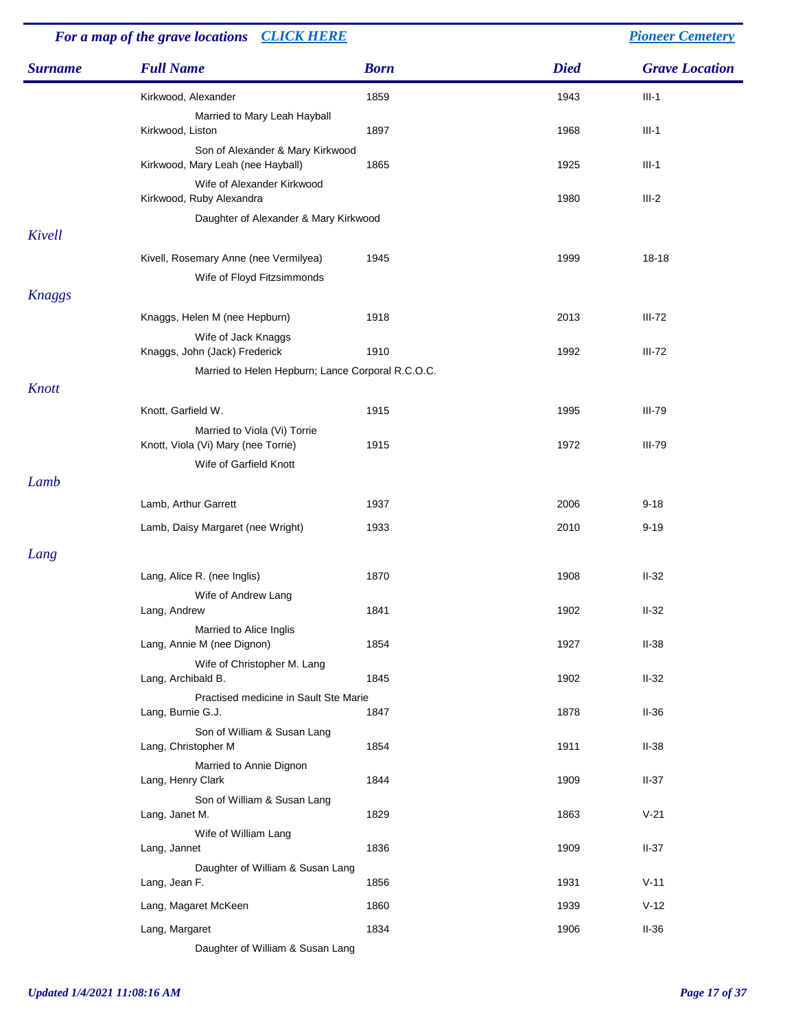*For a map of the grave locations* [CLICK HERE] — [Pioneer Cemetery]

| Surname | Full Name | Born | Died | Grave Location |
|---|---|---|---|---|
| | Kirkwood, Alexander | 1859 | 1943 | III-1 |
| | Married to Mary Leah Hayball | | | |
| | Kirkwood, Liston | 1897 | 1968 | III-1 |
| | Son of Alexander & Mary Kirkwood | | | |
| | Kirkwood, Mary Leah (nee Hayball) | 1865 | 1925 | III-1 |
| | Wife of Alexander Kirkwood | | | |
| | Kirkwood, Ruby Alexandra | | 1980 | III-2 |
| | Daughter of Alexander & Mary Kirkwood | | | |
| *Kivell* | | | | |
| | Kivell, Rosemary Anne (nee Vermilyea) | 1945 | 1999 | 18-18 |
| | Wife of Floyd Fitzsimmonds | | | |
| *Knaggs* | | | | |
| | Knaggs, Helen M (nee Hepburn) | 1918 | 2013 | III-72 |
| | Wife of Jack Knaggs | | | |
| | Knaggs, John (Jack) Frederick | 1910 | 1992 | III-72 |
| | Married to Helen Hepburn; Lance Corporal R.C.O.C. | | | |
| *Knott* | | | | |
| | Knott, Garfield W. | 1915 | 1995 | III-79 |
| | Married to Viola (Vi) Torrie | | | |
| | Knott, Viola (Vi) Mary (nee Torrie) | 1915 | 1972 | III-79 |
| | Wife of Garfield Knott | | | |
| *Lamb* | | | | |
| | Lamb, Arthur Garrett | 1937 | 2006 | 9-18 |
| | Lamb, Daisy Margaret (nee Wright) | 1933 | 2010 | 9-19 |
| *Lang* | | | | |
| | Lang, Alice R. (nee Inglis) | 1870 | 1908 | II-32 |
| | Wife of Andrew Lang | | | |
| | Lang, Andrew | 1841 | 1902 | II-32 |
| | Married to Alice Inglis | | | |
| | Lang, Annie M (nee Dignon) | 1854 | 1927 | II-38 |
| | Wife of Christopher M. Lang | | | |
| | Lang, Archibald B. | 1845 | 1902 | II-32 |
| | Practised medicine in Sault Ste Marie | | | |
| | Lang, Burnie G.J. | 1847 | 1878 | II-36 |
| | Son of William & Susan Lang | | | |
| | Lang, Christopher M | 1854 | 1911 | II-38 |
| | Married to Annie Dignon | | | |
| | Lang, Henry Clark | 1844 | 1909 | II-37 |
| | Son of William & Susan Lang | | | |
| | Lang, Janet M. | 1829 | 1863 | V-21 |
| | Wife of William Lang | | | |
| | Lang, Jannet | 1836 | 1909 | II-37 |
| | Daughter of William & Susan Lang | | | |
| | Lang, Jean F. | 1856 | 1931 | V-11 |
| | Lang, Magaret McKeen | 1860 | 1939 | V-12 |
| | Lang, Margaret | 1834 | 1906 | II-36 |
| | Daughter of William & Susan Lang | | | |

*Updated 1/4/2021 11:08:16 AM*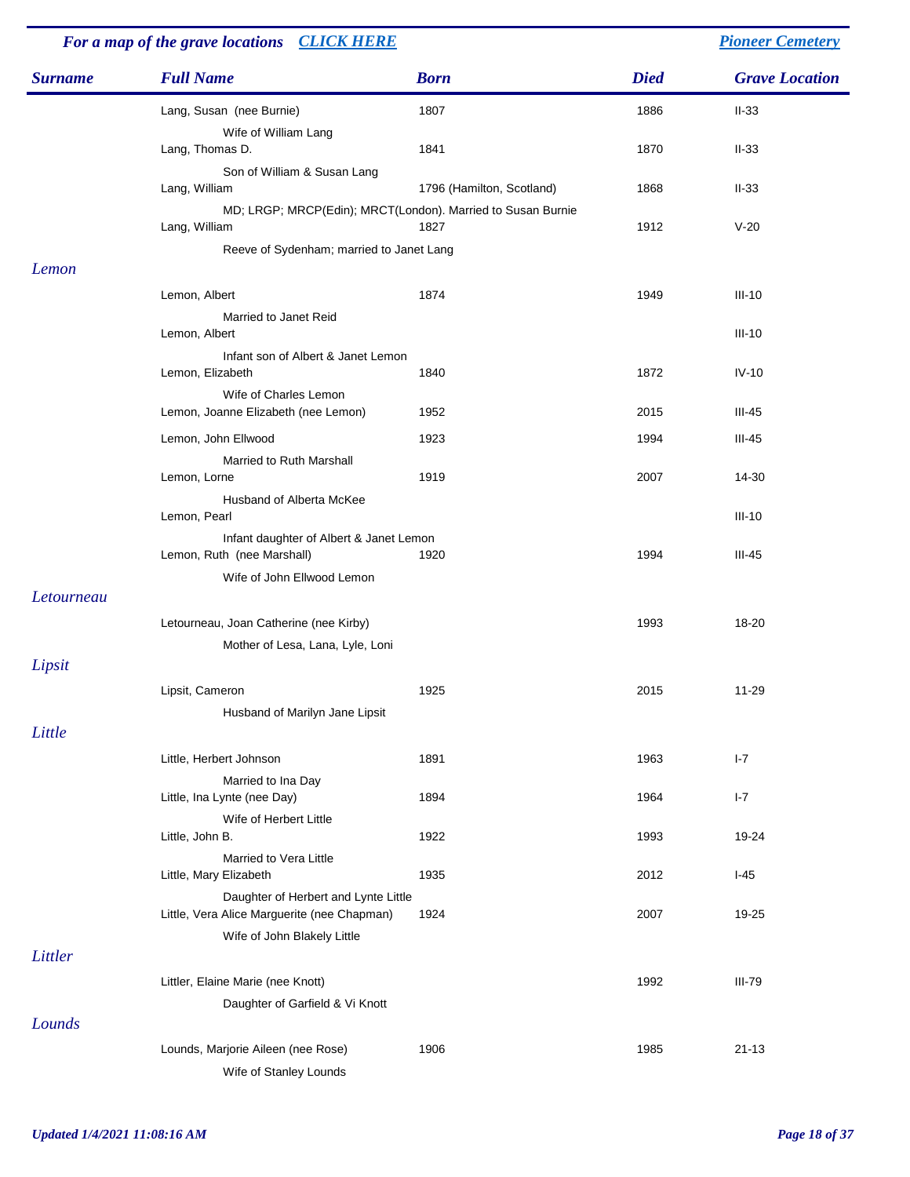For a map of the grave locations **CLICK HERE** | *Pioneer Cemetery*

| Surname | Full Name | Born | Died | Grave Location |
|---|---|---|---|---|
| | Lang, Susan (nee Burnie) | 1807 | 1886 | II-33 |
| | Wife of William Lang | | | |
| | Lang, Thomas D. | 1841 | 1870 | II-33 |
| | Son of William & Susan Lang | | | |
| | Lang, William | 1796 (Hamilton, Scotland) | 1868 | II-33 |
| | MD; LRGP; MRCP(Edin); MRCT(London). Married to Susan Burnie | | | |
| | Lang, William | 1827 | 1912 | V-20 |
| | Reeve of Sydenham; married to Janet Lang | | | |
| *Lemon* | | | | |
| | Lemon, Albert | 1874 | 1949 | III-10 |
| | Married to Janet Reid | | | |
| | Lemon, Albert | | | III-10 |
| | Infant son of Albert & Janet Lemon | | | |
| | Lemon, Elizabeth | 1840 | 1872 | IV-10 |
| | Wife of Charles Lemon | | | |
| | Lemon, Joanne Elizabeth (nee Lemon) | 1952 | 2015 | III-45 |
| | Lemon, John Ellwood | 1923 | 1994 | III-45 |
| | Married to Ruth Marshall | | | |
| | Lemon, Lorne | 1919 | 2007 | 14-30 |
| | Husband of Alberta McKee | | | |
| | Lemon, Pearl | | | III-10 |
| | Infant daughter of Albert & Janet Lemon | | | |
| | Lemon, Ruth (nee Marshall) | 1920 | 1994 | III-45 |
| | Wife of John Ellwood Lemon | | | |
| *Letourneau* | | | | |
| | Letourneau, Joan Catherine (nee Kirby) | | 1993 | 18-20 |
| | Mother of Lesa, Lana, Lyle, Loni | | | |
| *Lipsit* | | | | |
| | Lipsit, Cameron | 1925 | 2015 | 11-29 |
| | Husband of Marilyn Jane Lipsit | | | |
| *Little* | | | | |
| | Little, Herbert Johnson | 1891 | 1963 | I-7 |
| | Married to Ina Day | | | |
| | Little, Ina Lynte (nee Day) | 1894 | 1964 | I-7 |
| | Wife of Herbert Little | | | |
| | Little, John B. | 1922 | 1993 | 19-24 |
| | Married to Vera Little | | | |
| | Little, Mary Elizabeth | 1935 | 2012 | I-45 |
| | Daughter of Herbert and Lynte Little | | | |
| | Little, Vera Alice Marguerite (nee Chapman) | 1924 | 2007 | 19-25 |
| | Wife of John Blakely Little | | | |
| *Littler* | | | | |
| | Littler, Elaine Marie (nee Knott) | | 1992 | III-79 |
| | Daughter of Garfield & Vi Knott | | | |
| *Lounds* | | | | |
| | Lounds, Marjorie Aileen (nee Rose) | 1906 | 1985 | 21-13 |
| | Wife of Stanley Lounds | | | |

*Updated 1/4/2021 11:08:16 AM*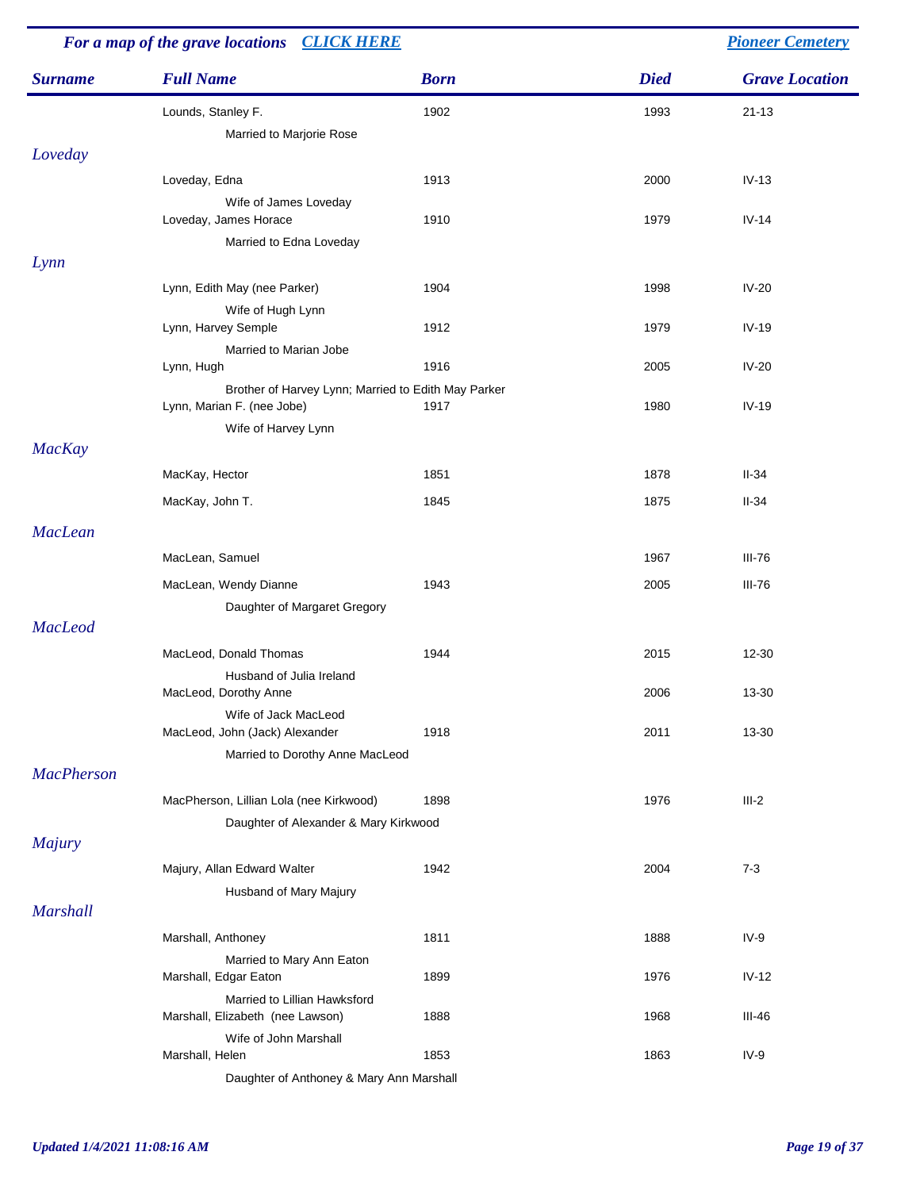*For a map of the grave locations* [CLICK HERE]() [Pioneer Cemetery]()

| Surname | Full Name | Born | Died | Grave Location |
|---|---|---|---|---|
| | Lounds, Stanley F. | 1902 | 1993 | 21-13 |
| | Married to Marjorie Rose | | | |
| *Loveday* | | | | |
| | Loveday, Edna | 1913 | 2000 | IV-13 |
| | Wife of James Loveday | | | |
| | Loveday, James Horace | 1910 | 1979 | IV-14 |
| | Married to Edna Loveday | | | |
| *Lynn* | | | | |
| | Lynn, Edith May (nee Parker) | 1904 | 1998 | IV-20 |
| | Wife of Hugh Lynn | | | |
| | Lynn, Harvey Semple | 1912 | 1979 | IV-19 |
| | Married to Marian Jobe | | | |
| | Lynn, Hugh | 1916 | 2005 | IV-20 |
| | Brother of Harvey Lynn; Married to Edith May Parker | | | |
| | Lynn, Marian F. (nee Jobe) | 1917 | 1980 | IV-19 |
| | Wife of Harvey Lynn | | | |
| *MacKay* | | | | |
| | MacKay, Hector | 1851 | 1878 | II-34 |
| | MacKay, John T. | 1845 | 1875 | II-34 |
| *MacLean* | | | | |
| | MacLean, Samuel | | 1967 | III-76 |
| | MacLean, Wendy Dianne | 1943 | 2005 | III-76 |
| | Daughter of Margaret Gregory | | | |
| *MacLeod* | | | | |
| | MacLeod, Donald Thomas | 1944 | 2015 | 12-30 |
| | Husband of Julia Ireland | | | |
| | MacLeod, Dorothy Anne | | 2006 | 13-30 |
| | Wife of Jack MacLeod | | | |
| | MacLeod, John (Jack) Alexander | 1918 | 2011 | 13-30 |
| | Married to Dorothy Anne MacLeod | | | |
| *MacPherson* | | | | |
| | MacPherson, Lillian Lola (nee Kirkwood) | 1898 | 1976 | III-2 |
| | Daughter of Alexander & Mary Kirkwood | | | |
| *Majury* | | | | |
| | Majury, Allan Edward Walter | 1942 | 2004 | 7-3 |
| | Husband of Mary Majury | | | |
| *Marshall* | | | | |
| | Marshall, Anthoney | 1811 | 1888 | IV-9 |
| | Married to Mary Ann Eaton | | | |
| | Marshall, Edgar Eaton | 1899 | 1976 | IV-12 |
| | Married to Lillian Hawksford | | | |
| | Marshall, Elizabeth (nee Lawson) | 1888 | 1968 | III-46 |
| | Wife of John Marshall | | | |
| | Marshall, Helen | 1853 | 1863 | IV-9 |
| | Daughter of Anthoney & Mary Ann Marshall | | | |

*Updated 1/4/2021 11:08:16 AM*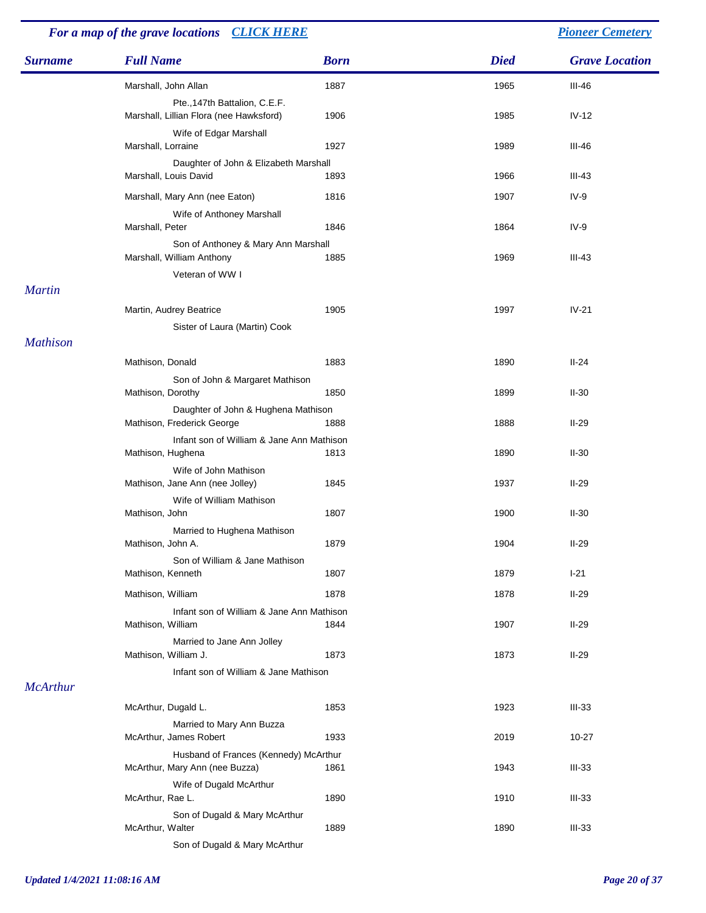For a map of the grave locations [CLICK HERE] — [Pioneer Cemetery]

| Surname | Full Name | Born | Died | Grave Location |
|---|---|---|---|---|
| | Marshall, John Allan<br>Pte.,147th Battalion, C.E.F. | 1887 | 1965 | III-46 |
| | Marshall, Lillian Flora (nee Hawksford)<br>Wife of Edgar Marshall | 1906 | 1985 | IV-12 |
| | Marshall, Lorraine<br>Daughter of John & Elizabeth Marshall | 1927 | 1989 | III-46 |
| | Marshall, Louis David | 1893 | 1966 | III-43 |
| | Marshall, Mary Ann (nee Eaton)<br>Wife of Anthoney Marshall | 1816 | 1907 | IV-9 |
| | Marshall, Peter<br>Son of Anthoney & Mary Ann Marshall | 1846 | 1864 | IV-9 |
| | Marshall, William Anthony<br>Veteran of WW I | 1885 | 1969 | III-43 |
| *Martin* | | | | |
| | Martin, Audrey Beatrice<br>Sister of Laura (Martin) Cook | 1905 | 1997 | IV-21 |
| *Mathison* | | | | |
| | Mathison, Donald<br>Son of John & Margaret Mathison | 1883 | 1890 | II-24 |
| | Mathison, Dorothy<br>Daughter of John & Hughena Mathison | 1850 | 1899 | II-30 |
| | Mathison, Frederick George<br>Infant son of William & Jane Ann Mathison | 1888 | 1888 | II-29 |
| | Mathison, Hughena<br>Wife of John Mathison | 1813 | 1890 | II-30 |
| | Mathison, Jane Ann (nee Jolley)<br>Wife of William Mathison | 1845 | 1937 | II-29 |
| | Mathison, John<br>Married to Hughena Mathison | 1807 | 1900 | II-30 |
| | Mathison, John A.<br>Son of William & Jane Mathison | 1879 | 1904 | II-29 |
| | Mathison, Kenneth | 1807 | 1879 | I-21 |
| | Mathison, William<br>Infant son of William & Jane Ann Mathison | 1878 | 1878 | II-29 |
| | Mathison, William<br>Married to Jane Ann Jolley | 1844 | 1907 | II-29 |
| | Mathison, William J.<br>Infant son of William & Jane Mathison | 1873 | 1873 | II-29 |
| *McArthur* | | | | |
| | McArthur, Dugald L.<br>Married to Mary Ann Buzza | 1853 | 1923 | III-33 |
| | McArthur, James Robert<br>Husband of Frances (Kennedy) McArthur | 1933 | 2019 | 10-27 |
| | McArthur, Mary Ann (nee Buzza)<br>Wife of Dugald McArthur | 1861 | 1943 | III-33 |
| | McArthur, Rae L.<br>Son of Dugald & Mary McArthur | 1890 | 1910 | III-33 |
| | McArthur, Walter<br>Son of Dugald & Mary McArthur | 1889 | 1890 | III-33 |

*Updated 1/4/2021 11:08:16 AM*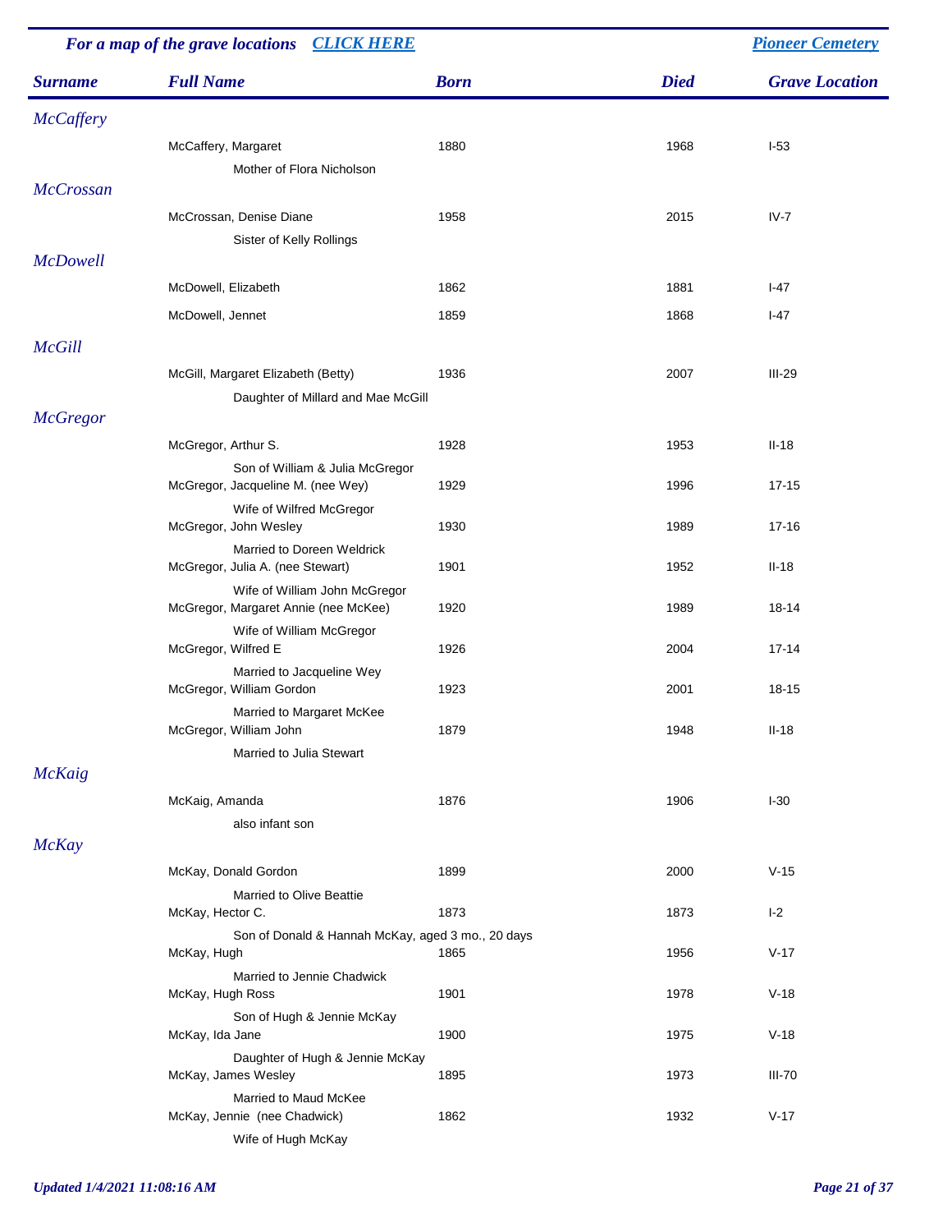*For a map of the grave locations* [*CLICK HERE*] | [*Pioneer Cemetery*]

| Surname | Full Name | Born | Died | Grave Location |
|---|---|---|---|---|
| *McCaffery* | | | | |
| | McCaffery, Margaret | 1880 | 1968 | I-53 |
| | Mother of Flora Nicholson | | | |
| *McCrossan* | | | | |
| | McCrossan, Denise Diane | 1958 | 2015 | IV-7 |
| | Sister of Kelly Rollings | | | |
| *McDowell* | | | | |
| | McDowell, Elizabeth | 1862 | 1881 | I-47 |
| | McDowell, Jennet | 1859 | 1868 | I-47 |
| *McGill* | | | | |
| | McGill, Margaret Elizabeth (Betty) | 1936 | 2007 | III-29 |
| | Daughter of Millard and Mae McGill | | | |
| *McGregor* | | | | |
| | McGregor, Arthur S. | 1928 | 1953 | II-18 |
| | Son of William & Julia McGregor | | | |
| | McGregor, Jacqueline M. (nee Wey) | 1929 | 1996 | 17-15 |
| | Wife of Wilfred McGregor | | | |
| | McGregor, John Wesley | 1930 | 1989 | 17-16 |
| | Married to Doreen Weldrick | | | |
| | McGregor, Julia A. (nee Stewart) | 1901 | 1952 | II-18 |
| | Wife of William John McGregor | | | |
| | McGregor, Margaret Annie (nee McKee) | 1920 | 1989 | 18-14 |
| | Wife of William McGregor | | | |
| | McGregor, Wilfred E | 1926 | 2004 | 17-14 |
| | Married to Jacqueline Wey | | | |
| | McGregor, William Gordon | 1923 | 2001 | 18-15 |
| | Married to Margaret McKee | | | |
| | McGregor, William John | 1879 | 1948 | II-18 |
| | Married to Julia Stewart | | | |
| *McKaig* | | | | |
| | McKaig, Amanda | 1876 | 1906 | I-30 |
| | also infant son | | | |
| *McKay* | | | | |
| | McKay, Donald Gordon | 1899 | 2000 | V-15 |
| | Married to Olive Beattie | | | |
| | McKay, Hector C. | 1873 | 1873 | I-2 |
| | Son of Donald & Hannah McKay, aged 3 mo., 20 days | | | |
| | McKay, Hugh | 1865 | 1956 | V-17 |
| | Married to Jennie Chadwick | | | |
| | McKay, Hugh Ross | 1901 | 1978 | V-18 |
| | Son of Hugh & Jennie McKay | | | |
| | McKay, Ida Jane | 1900 | 1975 | V-18 |
| | Daughter of Hugh & Jennie McKay | | | |
| | McKay, James Wesley | 1895 | 1973 | III-70 |
| | Married to Maud McKee | | | |
| | McKay, Jennie (nee Chadwick) | 1862 | 1932 | V-17 |
| | Wife of Hugh McKay | | | |

*Updated 1/4/2021 11:08:16 AM*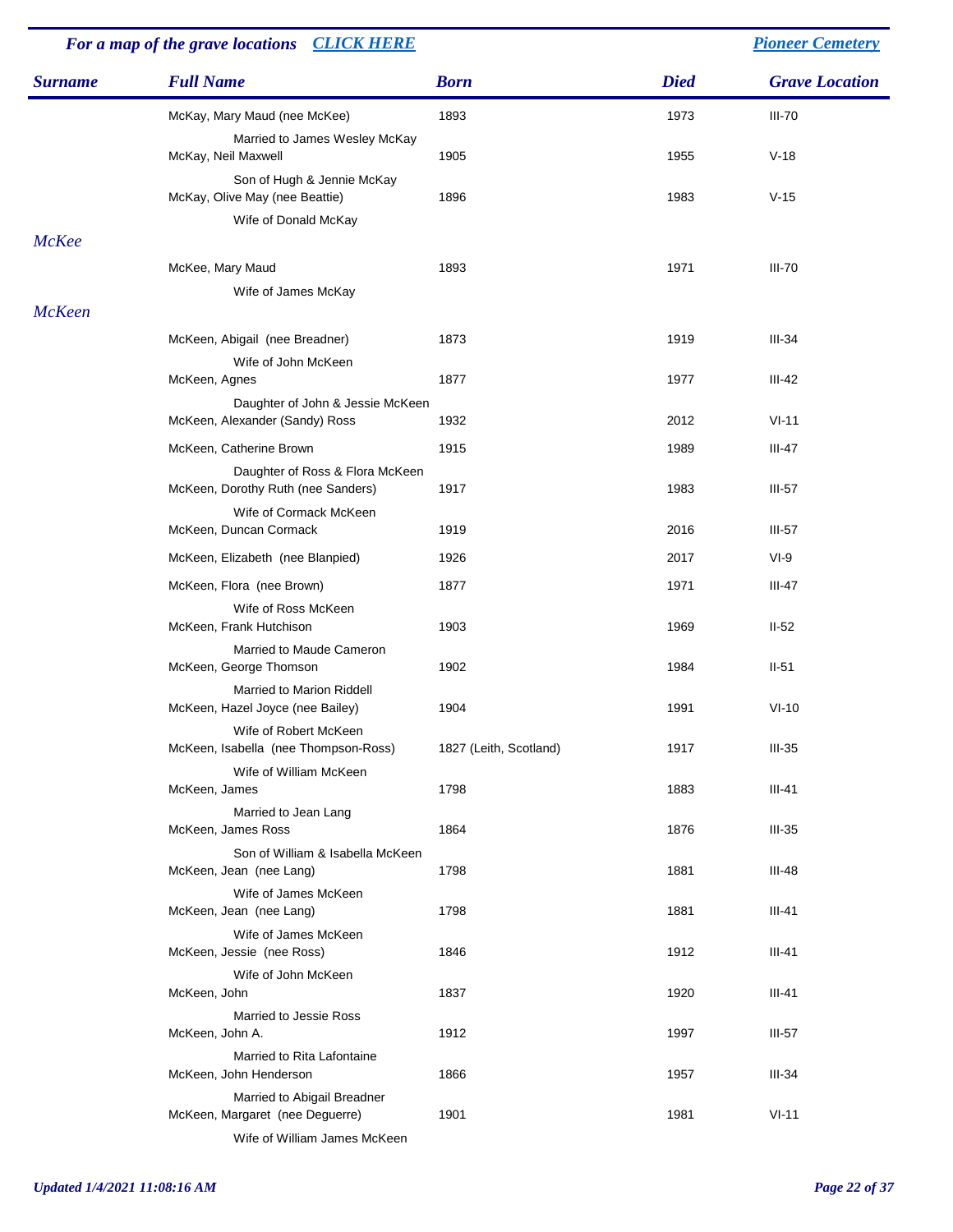*For a map of the grave locations* [CLICK HERE]  [Pioneer Cemetery]

| Surname | Full Name | Born | Died | Grave Location |
|---|---|---|---|---|
| | McKay, Mary Maud (nee McKee)<br>Married to James Wesley McKay | 1893 | 1973 | III-70 |
| | McKay, Neil Maxwell<br>Son of Hugh & Jennie McKay | 1905 | 1955 | V-18 |
| | McKay, Olive May (nee Beattie)<br>Wife of Donald McKay | 1896 | 1983 | V-15 |
| *McKee* | | | | |
| | McKee, Mary Maud<br>Wife of James McKay | 1893 | 1971 | III-70 |
| *McKeen* | | | | |
| | McKeen, Abigail (nee Breadner)<br>Wife of John McKeen | 1873 | 1919 | III-34 |
| | McKeen, Agnes<br>Daughter of John & Jessie McKeen | 1877 | 1977 | III-42 |
| | McKeen, Alexander (Sandy) Ross | 1932 | 2012 | VI-11 |
| | McKeen, Catherine Brown<br>Daughter of Ross & Flora McKeen | 1915 | 1989 | III-47 |
| | McKeen, Dorothy Ruth (nee Sanders)<br>Wife of Cormack McKeen | 1917 | 1983 | III-57 |
| | McKeen, Duncan Cormack | 1919 | 2016 | III-57 |
| | McKeen, Elizabeth (nee Blanpied) | 1926 | 2017 | VI-9 |
| | McKeen, Flora (nee Brown)<br>Wife of Ross McKeen | 1877 | 1971 | III-47 |
| | McKeen, Frank Hutchison<br>Married to Maude Cameron | 1903 | 1969 | II-52 |
| | McKeen, George Thomson<br>Married to Marion Riddell | 1902 | 1984 | II-51 |
| | McKeen, Hazel Joyce (nee Bailey)<br>Wife of Robert McKeen | 1904 | 1991 | VI-10 |
| | McKeen, Isabella (nee Thompson-Ross)<br>Wife of William McKeen | 1827 (Leith, Scotland) | 1917 | III-35 |
| | McKeen, James<br>Married to Jean Lang | 1798 | 1883 | III-41 |
| | McKeen, James Ross<br>Son of William & Isabella McKeen | 1864 | 1876 | III-35 |
| | McKeen, Jean (nee Lang)<br>Wife of James McKeen | 1798 | 1881 | III-48 |
| | McKeen, Jean (nee Lang)<br>Wife of James McKeen | 1798 | 1881 | III-41 |
| | McKeen, Jessie (nee Ross)<br>Wife of John McKeen | 1846 | 1912 | III-41 |
| | McKeen, John<br>Married to Jessie Ross | 1837 | 1920 | III-41 |
| | McKeen, John A.<br>Married to Rita Lafontaine | 1912 | 1997 | III-57 |
| | McKeen, John Henderson<br>Married to Abigail Breadner | 1866 | 1957 | III-34 |
| | McKeen, Margaret (nee Deguerre)<br>Wife of William James McKeen | 1901 | 1981 | VI-11 |

*Updated 1/4/2021 11:08:16 AM*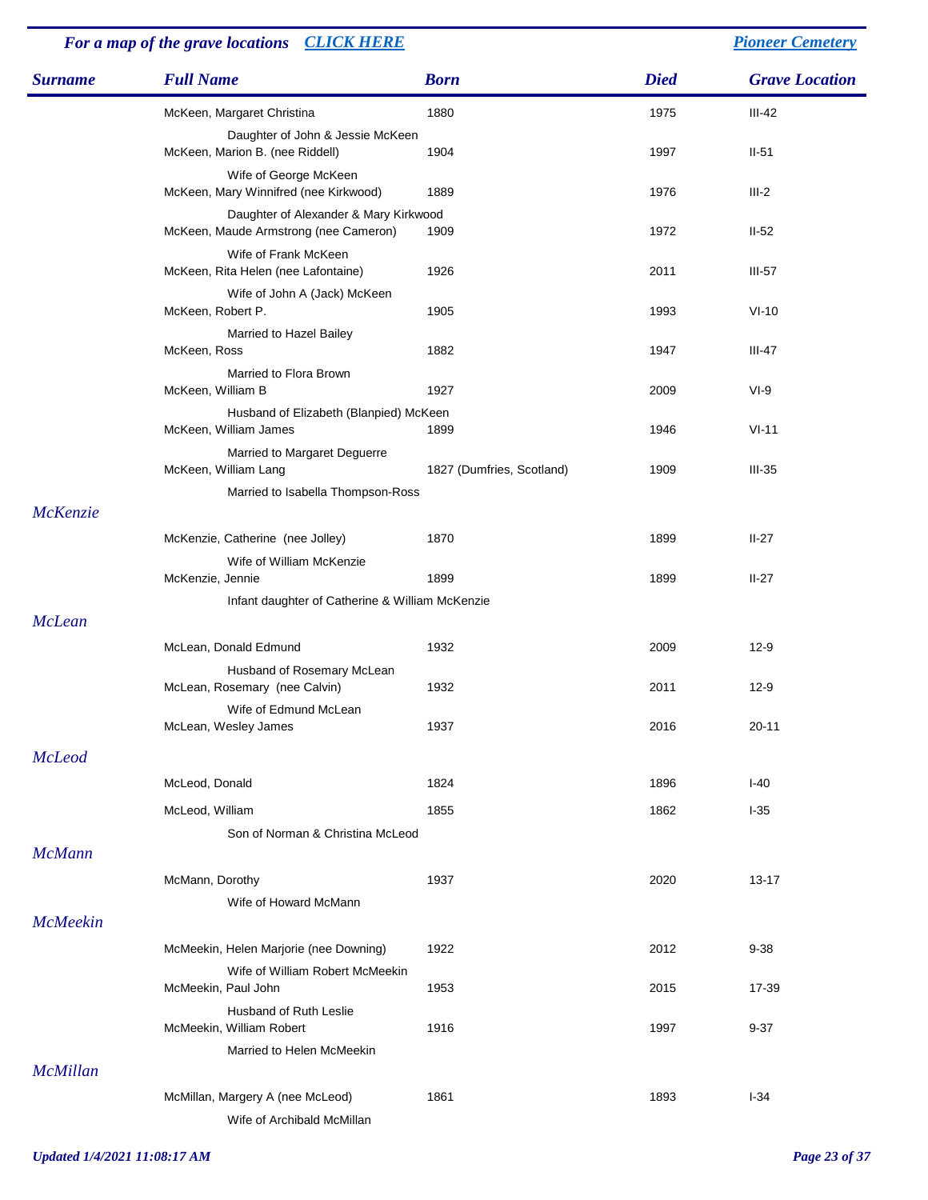*For a map of the grave locations* [CLICK HERE]    [Pioneer Cemetery]

| Surname | Full Name | Born | Died | Grave Location |
|---|---|---|---|---|
| | McKeen, Margaret Christina | 1880 | 1975 | III-42 |
| | Daughter of John & Jessie McKeen | | | |
| | McKeen, Marion B. (nee Riddell) | 1904 | 1997 | II-51 |
| | Wife of George McKeen | | | |
| | McKeen, Mary Winnifred (nee Kirkwood) | 1889 | 1976 | III-2 |
| | Daughter of Alexander & Mary Kirkwood | | | |
| | McKeen, Maude Armstrong (nee Cameron) | 1909 | 1972 | II-52 |
| | Wife of Frank McKeen | | | |
| | McKeen, Rita Helen (nee Lafontaine) | 1926 | 2011 | III-57 |
| | Wife of John A (Jack) McKeen | | | |
| | McKeen, Robert P. | 1905 | 1993 | VI-10 |
| | Married to Hazel Bailey | | | |
| | McKeen, Ross | 1882 | 1947 | III-47 |
| | Married to Flora Brown | | | |
| | McKeen, William B | 1927 | 2009 | VI-9 |
| | Husband of Elizabeth (Blanpied) McKeen | | | |
| | McKeen, William James | 1899 | 1946 | VI-11 |
| | Married to Margaret Deguerre | | | |
| | McKeen, William Lang | 1827 (Dumfries, Scotland) | 1909 | III-35 |
| | Married to Isabella Thompson-Ross | | | |
| *McKenzie* | | | | |
| | McKenzie, Catherine (nee Jolley) | 1870 | 1899 | II-27 |
| | Wife of William McKenzie | | | |
| | McKenzie, Jennie | 1899 | 1899 | II-27 |
| | Infant daughter of Catherine & William McKenzie | | | |
| *McLean* | | | | |
| | McLean, Donald Edmund | 1932 | 2009 | 12-9 |
| | Husband of Rosemary McLean | | | |
| | McLean, Rosemary (nee Calvin) | 1932 | 2011 | 12-9 |
| | Wife of Edmund McLean | | | |
| | McLean, Wesley James | 1937 | 2016 | 20-11 |
| *McLeod* | | | | |
| | McLeod, Donald | 1824 | 1896 | I-40 |
| | McLeod, William | 1855 | 1862 | I-35 |
| | Son of Norman & Christina McLeod | | | |
| *McMann* | | | | |
| | McMann, Dorothy | 1937 | 2020 | 13-17 |
| | Wife of Howard McMann | | | |
| *McMeekin* | | | | |
| | McMeekin, Helen Marjorie (nee Downing) | 1922 | 2012 | 9-38 |
| | Wife of William Robert McMeekin | | | |
| | McMeekin, Paul John | 1953 | 2015 | 17-39 |
| | Husband of Ruth Leslie | | | |
| | McMeekin, William Robert | 1916 | 1997 | 9-37 |
| | Married to Helen McMeekin | | | |
| *McMillan* | | | | |
| | McMillan, Margery A (nee McLeod) | 1861 | 1893 | I-34 |
| | Wife of Archibald McMillan | | | |

*Updated 1/4/2021 11:08:17 AM*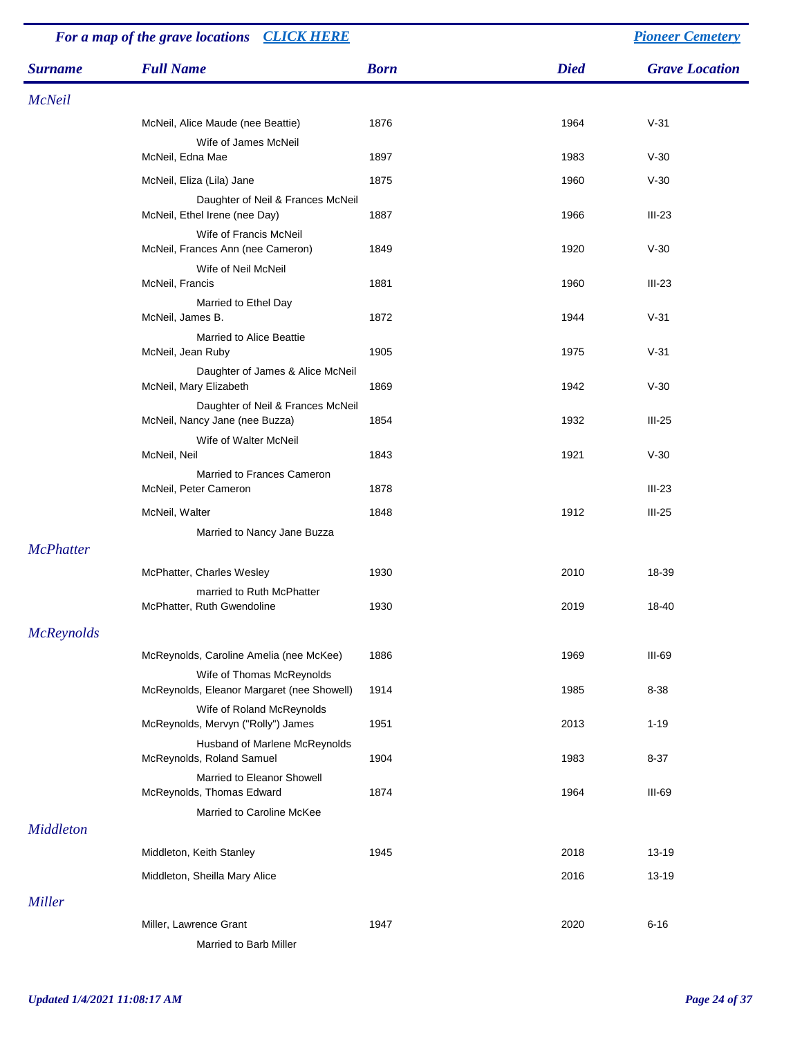*For a map of the grave locations* [CLICK HERE] [Pioneer Cemetery]

| Surname | Full Name | Born | Died | Grave Location |
|---|---|---|---|---|
| *McNeil* | | | | |
| | McNeil, Alice Maude (nee Beattie) | 1876 | 1964 | V-31 |
| | Wife of James McNeil | | | |
| | McNeil, Edna Mae | 1897 | 1983 | V-30 |
| | McNeil, Eliza (Lila) Jane | 1875 | 1960 | V-30 |
| | Daughter of Neil & Frances McNeil | | | |
| | McNeil, Ethel Irene (nee Day) | 1887 | 1966 | III-23 |
| | Wife of Francis McNeil | | | |
| | McNeil, Frances Ann (nee Cameron) | 1849 | 1920 | V-30 |
| | Wife of Neil McNeil | | | |
| | McNeil, Francis | 1881 | 1960 | III-23 |
| | Married to Ethel Day | | | |
| | McNeil, James B. | 1872 | 1944 | V-31 |
| | Married to Alice Beattie | | | |
| | McNeil, Jean Ruby | 1905 | 1975 | V-31 |
| | Daughter of James & Alice McNeil | | | |
| | McNeil, Mary Elizabeth | 1869 | 1942 | V-30 |
| | Daughter of Neil & Frances McNeil | | | |
| | McNeil, Nancy Jane (nee Buzza) | 1854 | 1932 | III-25 |
| | Wife of Walter McNeil | | | |
| | McNeil, Neil | 1843 | 1921 | V-30 |
| | Married to Frances Cameron | | | |
| | McNeil, Peter Cameron | 1878 | | III-23 |
| | McNeil, Walter | 1848 | 1912 | III-25 |
| | Married to Nancy Jane Buzza | | | |
| *McPhatter* | | | | |
| | McPhatter, Charles Wesley | 1930 | 2010 | 18-39 |
| | married to Ruth McPhatter | | | |
| | McPhatter, Ruth Gwendoline | 1930 | 2019 | 18-40 |
| *McReynolds* | | | | |
| | McReynolds, Caroline Amelia (nee McKee) | 1886 | 1969 | III-69 |
| | Wife of Thomas McReynolds | | | |
| | McReynolds, Eleanor Margaret (nee Showell) | 1914 | 1985 | 8-38 |
| | Wife of Roland McReynolds | | | |
| | McReynolds, Mervyn ("Rolly") James | 1951 | 2013 | 1-19 |
| | Husband of Marlene McReynolds | | | |
| | McReynolds, Roland Samuel | 1904 | 1983 | 8-37 |
| | Married to Eleanor Showell | | | |
| | McReynolds, Thomas Edward | 1874 | 1964 | III-69 |
| | Married to Caroline McKee | | | |
| *Middleton* | | | | |
| | Middleton, Keith Stanley | 1945 | 2018 | 13-19 |
| | Middleton, Sheilla Mary Alice | | 2016 | 13-19 |
| *Miller* | | | | |
| | Miller, Lawrence Grant | 1947 | 2020 | 6-16 |
| | Married to Barb Miller | | | |

*Updated 1/4/2021 11:08:17 AM*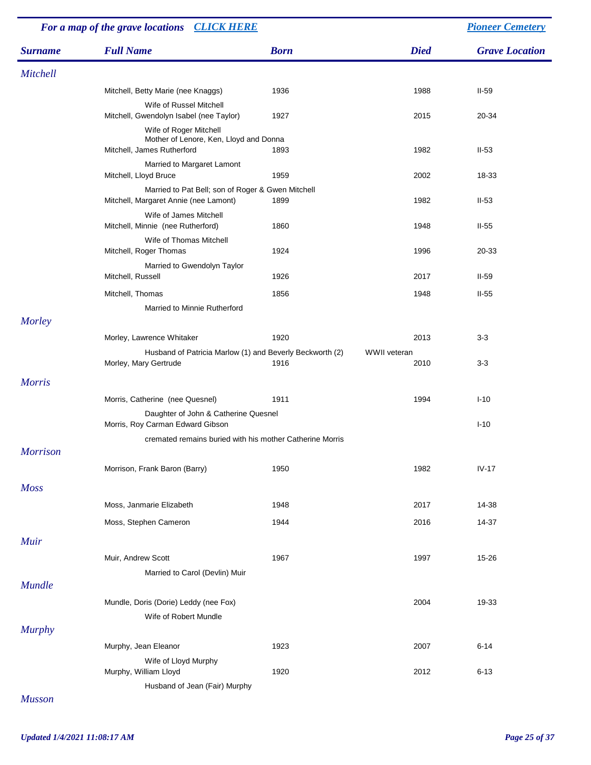For a map of the grave locations [CLICK HERE](#) | [Pioneer Cemetery](#)

| Surname | Full Name | Born | Died | Grave Location |
|---|---|---|---|---|
| *Mitchell* | | | | |
| | Mitchell, Betty Marie (nee Knaggs) | 1936 | 1988 | II-59 |
| | Wife of Russel Mitchell | | | |
| | Mitchell, Gwendolyn Isabel (nee Taylor) | 1927 | 2015 | 20-34 |
| | Wife of Roger Mitchell<br>Mother of Lenore, Ken, Lloyd and Donna | | | |
| | Mitchell, James Rutherford | 1893 | 1982 | II-53 |
| | Married to Margaret Lamont | | | |
| | Mitchell, Lloyd Bruce | 1959 | 2002 | 18-33 |
| | Married to Pat Bell; son of Roger & Gwen Mitchell | | | |
| | Mitchell, Margaret Annie (nee Lamont) | 1899 | 1982 | II-53 |
| | Wife of James Mitchell | | | |
| | Mitchell, Minnie (nee Rutherford) | 1860 | 1948 | II-55 |
| | Wife of Thomas Mitchell | | | |
| | Mitchell, Roger Thomas | 1924 | 1996 | 20-33 |
| | Married to Gwendolyn Taylor | | | |
| | Mitchell, Russell | 1926 | 2017 | II-59 |
| | Mitchell, Thomas | 1856 | 1948 | II-55 |
| | Married to Minnie Rutherford | | | |
| *Morley* | | | | |
| | Morley, Lawrence Whitaker | 1920 | 2013 | 3-3 |
| | Husband of Patricia Marlow (1) and Beverly Beckworth (2) | | WWII veteran | |
| | Morley, Mary Gertrude | 1916 | 2010 | 3-3 |
| *Morris* | | | | |
| | Morris, Catherine (nee Quesnel) | 1911 | 1994 | I-10 |
| | Daughter of John & Catherine Quesnel | | | |
| | Morris, Roy Carman Edward Gibson | | | I-10 |
| | cremated remains buried with his mother Catherine Morris | | | |
| *Morrison* | | | | |
| | Morrison, Frank Baron (Barry) | 1950 | 1982 | IV-17 |
| *Moss* | | | | |
| | Moss, Janmarie Elizabeth | 1948 | 2017 | 14-38 |
| | Moss, Stephen Cameron | 1944 | 2016 | 14-37 |
| *Muir* | | | | |
| | Muir, Andrew Scott | 1967 | 1997 | 15-26 |
| | Married to Carol (Devlin) Muir | | | |
| *Mundle* | | | | |
| | Mundle, Doris (Dorie) Leddy (nee Fox) | | 2004 | 19-33 |
| | Wife of Robert Mundle | | | |
| *Murphy* | | | | |
| | Murphy, Jean Eleanor | 1923 | 2007 | 6-14 |
| | Wife of Lloyd Murphy | | | |
| | Murphy, William Lloyd | 1920 | 2012 | 6-13 |
| | Husband of Jean (Fair) Murphy | | | |
| *Musson* | | | | |

*Updated 1/4/2021 11:08:17 AM*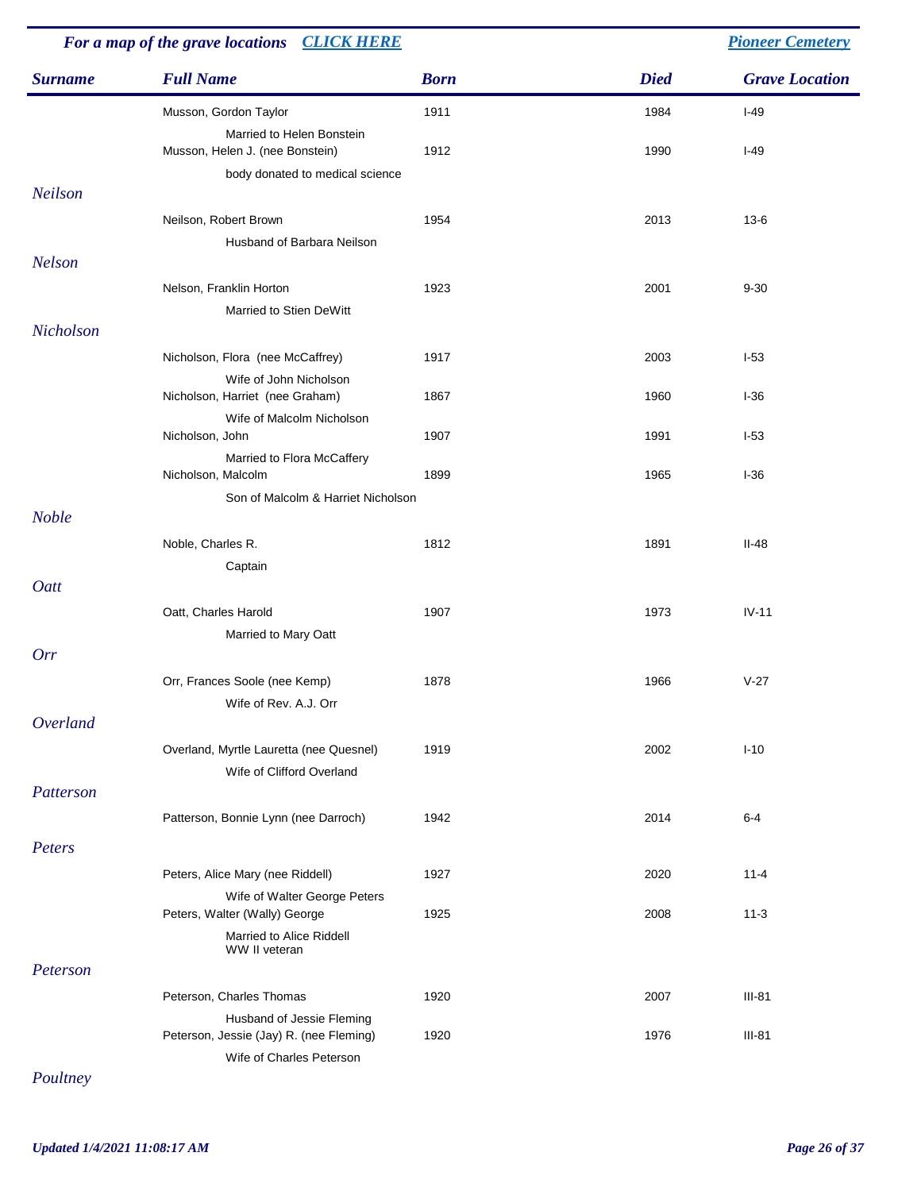**For a map of the grave locations** [CLICK HERE] | [Pioneer Cemetery]

| Surname | Full Name | Born | Died | Grave Location |
|---|---|---|---|---|
| | Musson, Gordon Taylor | 1911 | 1984 | I-49 |
| | Married to Helen Bonstein | | | |
| | Musson, Helen J. (nee Bonstein) | 1912 | 1990 | I-49 |
| | body donated to medical science | | | |
| Neilson | | | | |
| | Neilson, Robert Brown | 1954 | 2013 | 13-6 |
| | Husband of Barbara Neilson | | | |
| Nelson | | | | |
| | Nelson, Franklin Horton | 1923 | 2001 | 9-30 |
| | Married to Stien DeWitt | | | |
| Nicholson | | | | |
| | Nicholson, Flora (nee McCaffrey) | 1917 | 2003 | I-53 |
| | Wife of John Nicholson | | | |
| | Nicholson, Harriet (nee Graham) | 1867 | 1960 | I-36 |
| | Wife of Malcolm Nicholson | | | |
| | Nicholson, John | 1907 | 1991 | I-53 |
| | Married to Flora McCaffery | | | |
| | Nicholson, Malcolm | 1899 | 1965 | I-36 |
| | Son of Malcolm & Harriet Nicholson | | | |
| Noble | | | | |
| | Noble, Charles R. | 1812 | 1891 | II-48 |
| | Captain | | | |
| Oatt | | | | |
| | Oatt, Charles Harold | 1907 | 1973 | IV-11 |
| | Married to Mary Oatt | | | |
| Orr | | | | |
| | Orr, Frances Soole (nee Kemp) | 1878 | 1966 | V-27 |
| | Wife of Rev. A.J. Orr | | | |
| Overland | | | | |
| | Overland, Myrtle Lauretta (nee Quesnel) | 1919 | 2002 | I-10 |
| | Wife of Clifford Overland | | | |
| Patterson | | | | |
| | Patterson, Bonnie Lynn (nee Darroch) | 1942 | 2014 | 6-4 |
| Peters | | | | |
| | Peters, Alice Mary (nee Riddell) | 1927 | 2020 | 11-4 |
| | Wife of Walter George Peters | | | |
| | Peters, Walter (Wally) George | 1925 | 2008 | 11-3 |
| | Married to Alice Riddell<br>WW II veteran | | | |
| Peterson | | | | |
| | Peterson, Charles Thomas | 1920 | 2007 | III-81 |
| | Husband of Jessie Fleming | | | |
| | Peterson, Jessie (Jay) R. (nee Fleming) | 1920 | 1976 | III-81 |
| | Wife of Charles Peterson | | | |
| Poultney | | | | |

*Updated 1/4/2021 11:08:17 AM*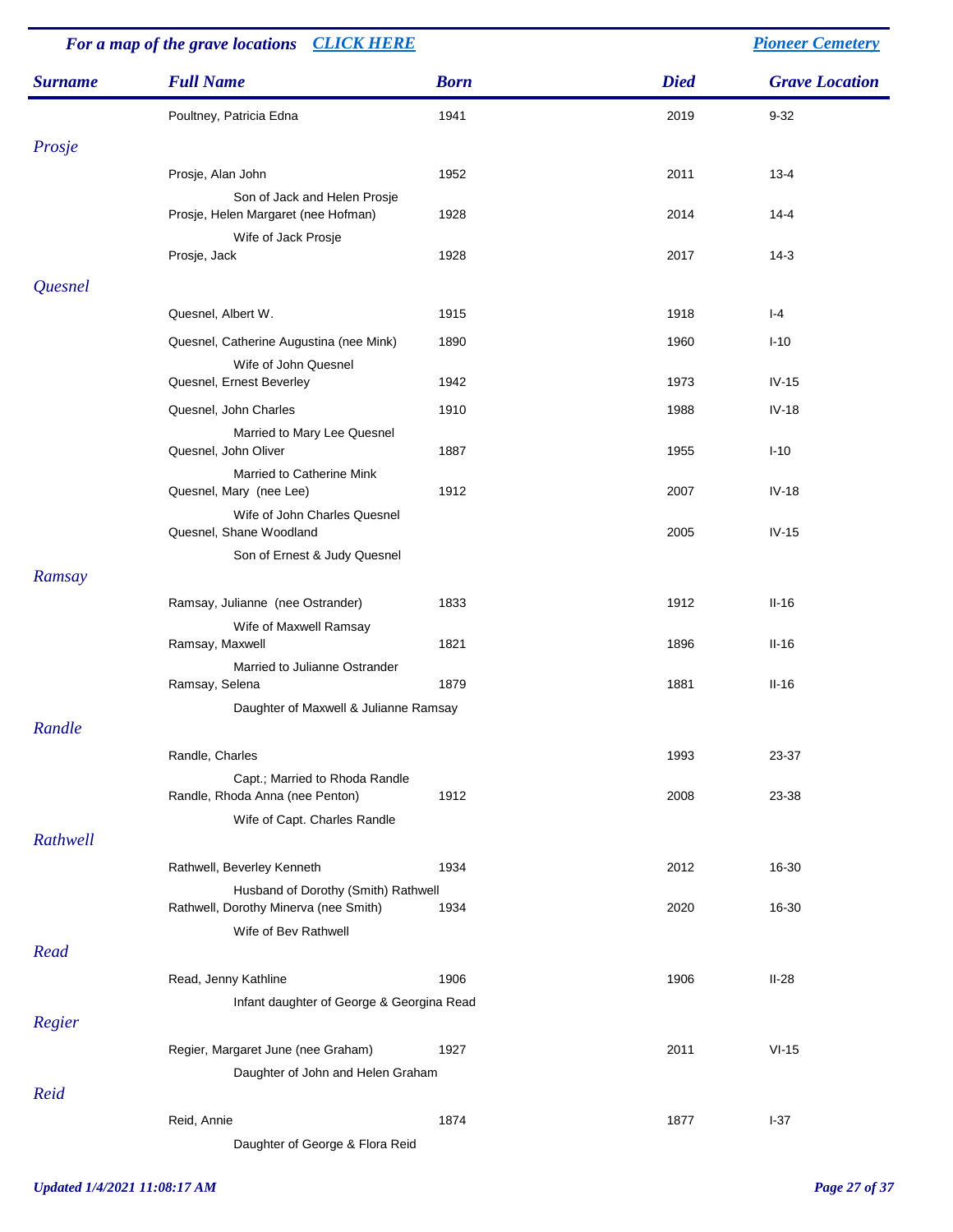For a map of the grave locations CLICK HERE | Pioneer Cemetery

| Surname | Full Name | Born | Died | Grave Location |
|---|---|---|---|---|
| | Poultney, Patricia Edna | 1941 | 2019 | 9-32 |
| Prosje | | | | |
| | Prosje, Alan John<br>Son of Jack and Helen Prosje | 1952 | 2011 | 13-4 |
| | Prosje, Helen Margaret (nee Hofman)<br>Wife of Jack Prosje | 1928 | 2014 | 14-4 |
| | Prosje, Jack | 1928 | 2017 | 14-3 |
| Quesnel | | | | |
| | Quesnel, Albert W. | 1915 | 1918 | I-4 |
| | Quesnel, Catherine Augustina (nee Mink)<br>Wife of John Quesnel | 1890 | 1960 | I-10 |
| | Quesnel, Ernest Beverley | 1942 | 1973 | IV-15 |
| | Quesnel, John Charles<br>Married to Mary Lee Quesnel | 1910 | 1988 | IV-18 |
| | Quesnel, John Oliver<br>Married to Catherine Mink | 1887 | 1955 | I-10 |
| | Quesnel, Mary (nee Lee)<br>Wife of John Charles Quesnel | 1912 | 2007 | IV-18 |
| | Quesnel, Shane Woodland<br>Son of Ernest & Judy Quesnel | | 2005 | IV-15 |
| Ramsay | | | | |
| | Ramsay, Julianne (nee Ostrander)<br>Wife of Maxwell Ramsay | 1833 | 1912 | II-16 |
| | Ramsay, Maxwell<br>Married to Julianne Ostrander | 1821 | 1896 | II-16 |
| | Ramsay, Selena<br>Daughter of Maxwell & Julianne Ramsay | 1879 | 1881 | II-16 |
| Randle | | | | |
| | Randle, Charles<br>Capt.; Married to Rhoda Randle | | 1993 | 23-37 |
| | Randle, Rhoda Anna (nee Penton)<br>Wife of Capt. Charles Randle | 1912 | 2008 | 23-38 |
| Rathwell | | | | |
| | Rathwell, Beverley Kenneth<br>Husband of Dorothy (Smith) Rathwell | 1934 | 2012 | 16-30 |
| | Rathwell, Dorothy Minerva (nee Smith)<br>Wife of Bev Rathwell | 1934 | 2020 | 16-30 |
| Read | | | | |
| | Read, Jenny Kathline<br>Infant daughter of George & Georgina Read | 1906 | 1906 | II-28 |
| Regier | | | | |
| | Regier, Margaret June (nee Graham)<br>Daughter of John and Helen Graham | 1927 | 2011 | VI-15 |
| Reid | | | | |
| | Reid, Annie<br>Daughter of George & Flora Reid | 1874 | 1877 | I-37 |

Updated 1/4/2021 11:08:17 AM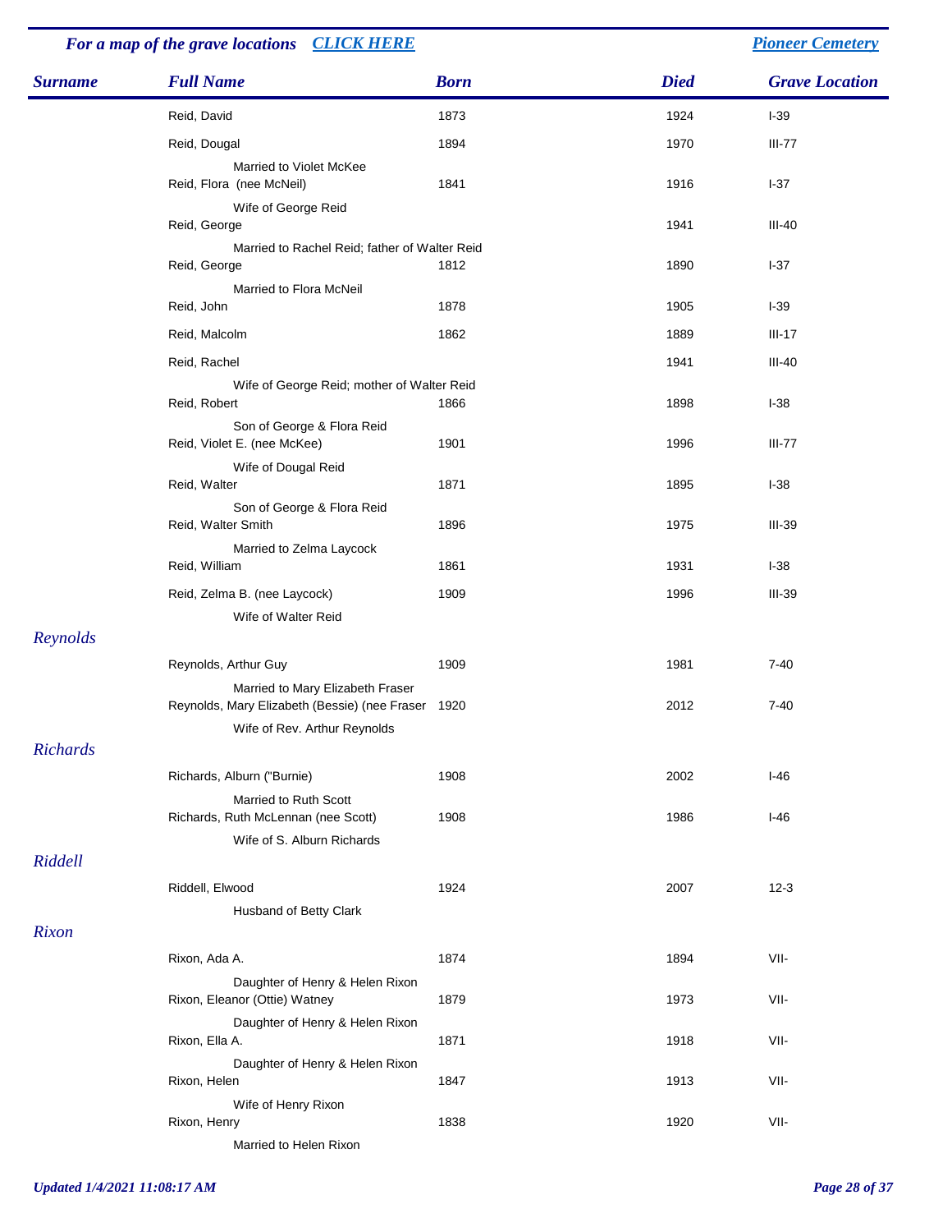*For a map of the grave locations* [CLICK HERE] | [Pioneer Cemetery]

| Surname | Full Name | Born | Died | Grave Location |
|---|---|---|---|---|
| | Reid, David | 1873 | 1924 | I-39 |
| | Reid, Dougal<br>Married to Violet McKee | 1894 | 1970 | III-77 |
| | Reid, Flora (nee McNeil)<br>Wife of George Reid | 1841 | 1916 | I-37 |
| | Reid, George<br>Married to Rachel Reid; father of Walter Reid | | 1941 | III-40 |
| | Reid, George<br>Married to Flora McNeil | 1812 | 1890 | I-37 |
| | Reid, John | 1878 | 1905 | I-39 |
| | Reid, Malcolm | 1862 | 1889 | III-17 |
| | Reid, Rachel<br>Wife of George Reid; mother of Walter Reid | | 1941 | III-40 |
| | Reid, Robert<br>Son of George & Flora Reid | 1866 | 1898 | I-38 |
| | Reid, Violet E. (nee McKee)<br>Wife of Dougal Reid | 1901 | 1996 | III-77 |
| | Reid, Walter<br>Son of George & Flora Reid | 1871 | 1895 | I-38 |
| | Reid, Walter Smith<br>Married to Zelma Laycock | 1896 | 1975 | III-39 |
| | Reid, William | 1861 | 1931 | I-38 |
| | Reid, Zelma B. (nee Laycock)<br>Wife of Walter Reid | 1909 | 1996 | III-39 |
| *Reynolds* | | | | |
| | Reynolds, Arthur Guy<br>Married to Mary Elizabeth Fraser | 1909 | 1981 | 7-40 |
| | Reynolds, Mary Elizabeth (Bessie) (nee Fraser<br>Wife of Rev. Arthur Reynolds | 1920 | 2012 | 7-40 |
| *Richards* | | | | |
| | Richards, Alburn ("Burnie")<br>Married to Ruth Scott | 1908 | 2002 | I-46 |
| | Richards, Ruth McLennan (nee Scott)<br>Wife of S. Alburn Richards | 1908 | 1986 | I-46 |
| *Riddell* | | | | |
| | Riddell, Elwood<br>Husband of Betty Clark | 1924 | 2007 | 12-3 |
| *Rixon* | | | | |
| | Rixon, Ada A.<br>Daughter of Henry & Helen Rixon | 1874 | 1894 | VII- |
| | Rixon, Eleanor (Ottie) Watney<br>Daughter of Henry & Helen Rixon | 1879 | 1973 | VII- |
| | Rixon, Ella A.<br>Daughter of Henry & Helen Rixon | 1871 | 1918 | VII- |
| | Rixon, Helen<br>Wife of Henry Rixon | 1847 | 1913 | VII- |
| | Rixon, Henry<br>Married to Helen Rixon | 1838 | 1920 | VII- |

*Updated 1/4/2021 11:08:17 AM*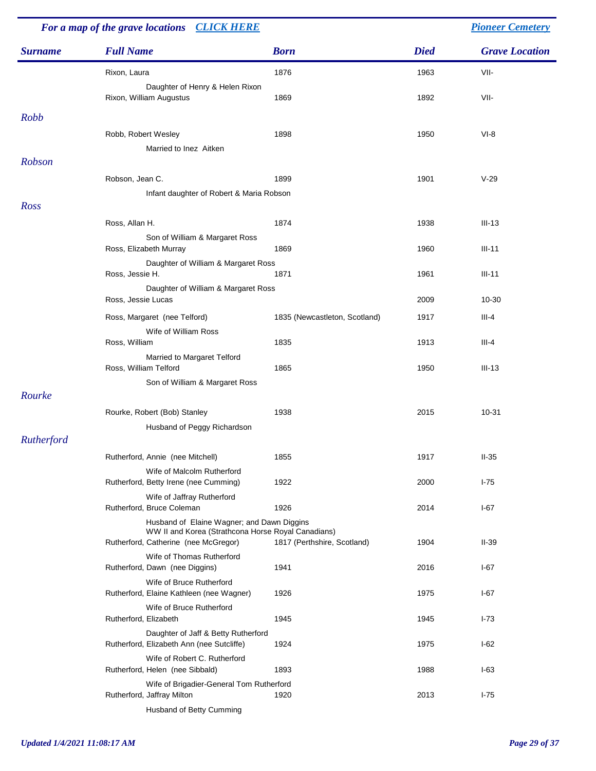For a map of the grave locations [CLICK HERE] — [Pioneer Cemetery]

| Surname | Full Name | Born | Died | Grave Location |
|---|---|---|---|---|
| | Rixon, Laura | 1876 | 1963 | VII- |
| | Daughter of Henry & Helen Rixon | | | |
| | Rixon, William Augustus | 1869 | 1892 | VII- |
| *Robb* | | | | |
| | Robb, Robert Wesley | 1898 | 1950 | VI-8 |
| | Married to Inez Aitken | | | |
| *Robson* | | | | |
| | Robson, Jean C. | 1899 | 1901 | V-29 |
| | Infant daughter of Robert & Maria Robson | | | |
| *Ross* | | | | |
| | Ross, Allan H. | 1874 | 1938 | III-13 |
| | Son of William & Margaret Ross | | | |
| | Ross, Elizabeth Murray | 1869 | 1960 | III-11 |
| | Daughter of William & Margaret Ross | | | |
| | Ross, Jessie H. | 1871 | 1961 | III-11 |
| | Daughter of William & Margaret Ross | | | |
| | Ross, Jessie Lucas | | 2009 | 10-30 |
| | Ross, Margaret (nee Telford) | 1835 (Newcastleton, Scotland) | 1917 | III-4 |
| | Wife of William Ross | | | |
| | Ross, William | 1835 | 1913 | III-4 |
| | Married to Margaret Telford | | | |
| | Ross, William Telford | 1865 | 1950 | III-13 |
| | Son of William & Margaret Ross | | | |
| *Rourke* | | | | |
| | Rourke, Robert (Bob) Stanley | 1938 | 2015 | 10-31 |
| | Husband of Peggy Richardson | | | |
| *Rutherford* | | | | |
| | Rutherford, Annie (nee Mitchell) | 1855 | 1917 | II-35 |
| | Wife of Malcolm Rutherford | | | |
| | Rutherford, Betty Irene (nee Cumming) | 1922 | 2000 | I-75 |
| | Wife of Jaffray Rutherford | | | |
| | Rutherford, Bruce Coleman | 1926 | 2014 | I-67 |
| | Husband of Elaine Wagner; and Dawn Diggins WW II and Korea (Strathcona Horse Royal Canadians) | | | |
| | Rutherford, Catherine (nee McGregor) | 1817 (Perthshire, Scotland) | 1904 | II-39 |
| | Wife of Thomas Rutherford | | | |
| | Rutherford, Dawn (nee Diggins) | 1941 | 2016 | I-67 |
| | Wife of Bruce Rutherford | | | |
| | Rutherford, Elaine Kathleen (nee Wagner) | 1926 | 1975 | I-67 |
| | Wife of Bruce Rutherford | | | |
| | Rutherford, Elizabeth | 1945 | 1945 | I-73 |
| | Daughter of Jaff & Betty Rutherford | | | |
| | Rutherford, Elizabeth Ann (nee Sutcliffe) | 1924 | 1975 | I-62 |
| | Wife of Robert C. Rutherford | | | |
| | Rutherford, Helen (nee Sibbald) | 1893 | 1988 | I-63 |
| | Wife of Brigadier-General Tom Rutherford | | | |
| | Rutherford, Jaffray Milton | 1920 | 2013 | I-75 |
| | Husband of Betty Cumming | | | |

*Updated 1/4/2021 11:08:17 AM*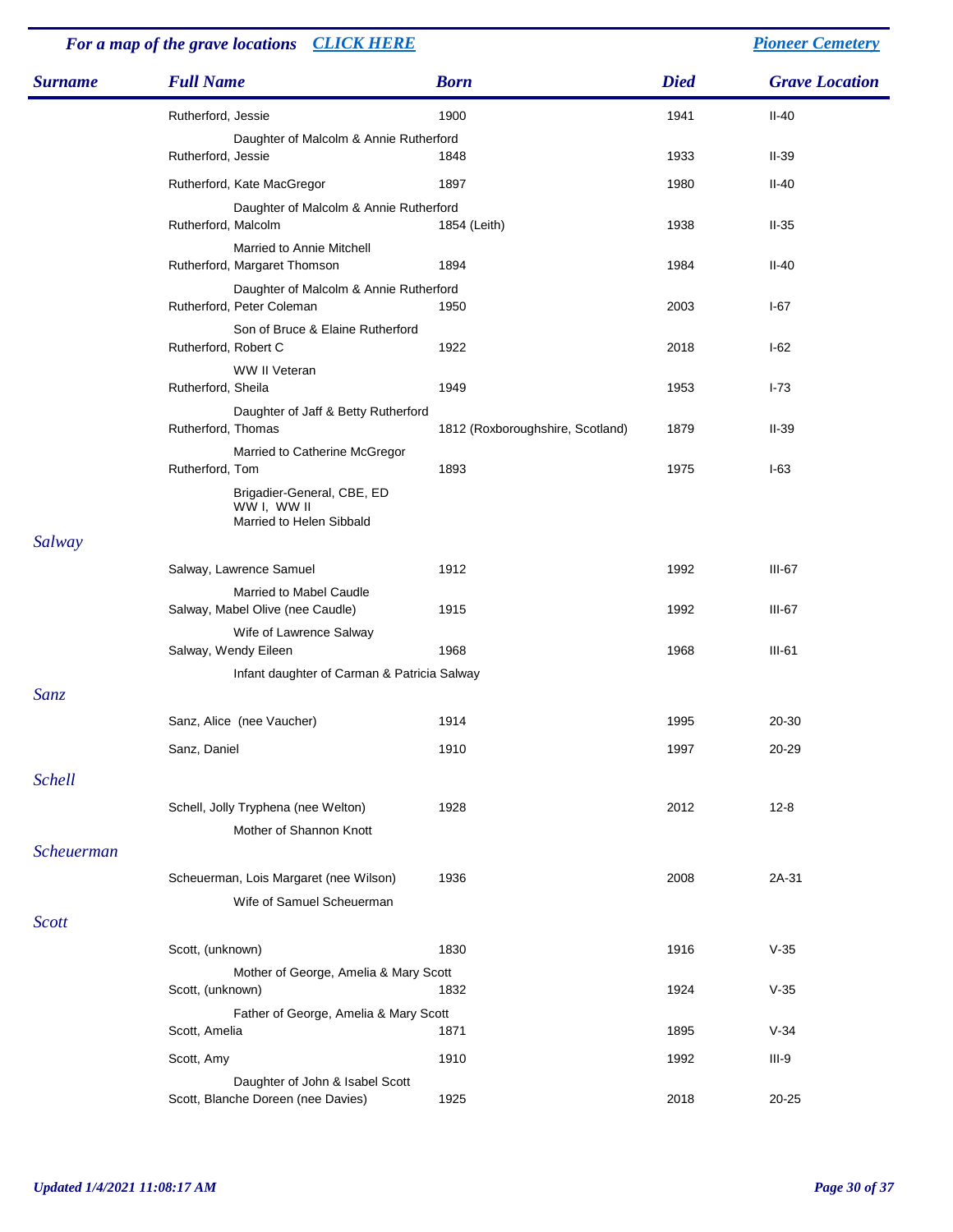*For a map of the grave locations* ***CLICK HERE*** — ***Pioneer Cemetery***

| Surname | Full Name | Born | Died | Grave Location |
|---|---|---|---|---|
| | Rutherford, Jessie | 1900 | 1941 | II-40 |
| | Daughter of Malcolm & Annie Rutherford | | | |
| | Rutherford, Jessie | 1848 | 1933 | II-39 |
| | Rutherford, Kate MacGregor | 1897 | 1980 | II-40 |
| | Daughter of Malcolm & Annie Rutherford | | | |
| | Rutherford, Malcolm | 1854 (Leith) | 1938 | II-35 |
| | Married to Annie Mitchell | | | |
| | Rutherford, Margaret Thomson | 1894 | 1984 | II-40 |
| | Daughter of Malcolm & Annie Rutherford | | | |
| | Rutherford, Peter Coleman | 1950 | 2003 | I-67 |
| | Son of Bruce & Elaine Rutherford | | | |
| | Rutherford, Robert C | 1922 | 2018 | I-62 |
| | WW II Veteran | | | |
| | Rutherford, Sheila | 1949 | 1953 | I-73 |
| | Daughter of Jaff & Betty Rutherford | | | |
| | Rutherford, Thomas | 1812 (Roxboroughshire, Scotland) | 1879 | II-39 |
| | Married to Catherine McGregor | | | |
| | Rutherford, Tom | 1893 | 1975 | I-63 |
| | Brigadier-General, CBE, ED<br>WW I, WW II<br>Married to Helen Sibbald | | | |
| *Salway* | | | | |
| | Salway, Lawrence Samuel | 1912 | 1992 | III-67 |
| | Married to Mabel Caudle | | | |
| | Salway, Mabel Olive (nee Caudle) | 1915 | 1992 | III-67 |
| | Wife of Lawrence Salway | | | |
| | Salway, Wendy Eileen | 1968 | 1968 | III-61 |
| | Infant daughter of Carman & Patricia Salway | | | |
| *Sanz* | | | | |
| | Sanz, Alice (nee Vaucher) | 1914 | 1995 | 20-30 |
| | Sanz, Daniel | 1910 | 1997 | 20-29 |
| *Schell* | | | | |
| | Schell, Jolly Tryphena (nee Welton) | 1928 | 2012 | 12-8 |
| | Mother of Shannon Knott | | | |
| *Scheuerman* | | | | |
| | Scheuerman, Lois Margaret (nee Wilson) | 1936 | 2008 | 2A-31 |
| | Wife of Samuel Scheuerman | | | |
| *Scott* | | | | |
| | Scott, (unknown) | 1830 | 1916 | V-35 |
| | Mother of George, Amelia & Mary Scott | | | |
| | Scott, (unknown) | 1832 | 1924 | V-35 |
| | Father of George, Amelia & Mary Scott | | | |
| | Scott, Amelia | 1871 | 1895 | V-34 |
| | Scott, Amy | 1910 | 1992 | III-9 |
| | Daughter of John & Isabel Scott | | | |
| | Scott, Blanche Doreen (nee Davies) | 1925 | 2018 | 20-25 |

*Updated 1/4/2021 11:08:17 AM*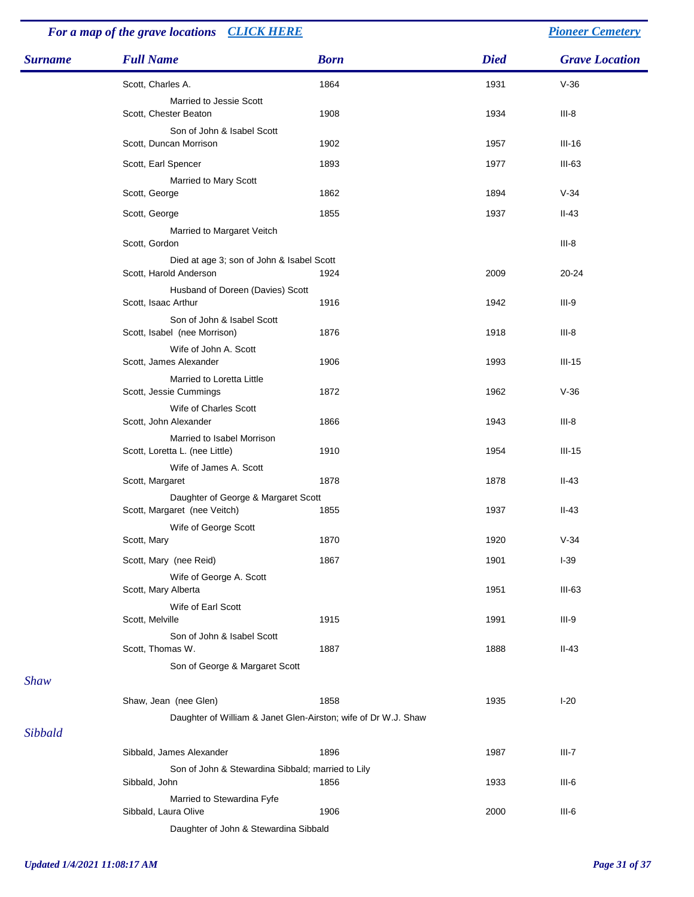For a map of the grave locations CLICK HERE | Pioneer Cemetery

| Surname | Full Name | Born | Died | Grave Location |
|---|---|---|---|---|
| | Scott, Charles A. | 1864 | 1931 | V-36 |
| | Married to Jessie Scott | | | |
| | Scott, Chester Beaton | 1908 | 1934 | III-8 |
| | Son of John & Isabel Scott | | | |
| | Scott, Duncan Morrison | 1902 | 1957 | III-16 |
| | Scott, Earl Spencer | 1893 | 1977 | III-63 |
| | Married to Mary Scott | | | |
| | Scott, George | 1862 | 1894 | V-34 |
| | Scott, George | 1855 | 1937 | II-43 |
| | Married to Margaret Veitch | | | |
| | Scott, Gordon | | | III-8 |
| | Died at age 3; son of John & Isabel Scott | | | |
| | Scott, Harold Anderson | 1924 | 2009 | 20-24 |
| | Husband of Doreen (Davies) Scott | | | |
| | Scott, Isaac Arthur | 1916 | 1942 | III-9 |
| | Son of John & Isabel Scott | | | |
| | Scott, Isabel (nee Morrison) | 1876 | 1918 | III-8 |
| | Wife of John A. Scott | | | |
| | Scott, James Alexander | 1906 | 1993 | III-15 |
| | Married to Loretta Little | | | |
| | Scott, Jessie Cummings | 1872 | 1962 | V-36 |
| | Wife of Charles Scott | | | |
| | Scott, John Alexander | 1866 | 1943 | III-8 |
| | Married to Isabel Morrison | | | |
| | Scott, Loretta L. (nee Little) | 1910 | 1954 | III-15 |
| | Wife of James A. Scott | | | |
| | Scott, Margaret | 1878 | 1878 | II-43 |
| | Daughter of George & Margaret Scott | | | |
| | Scott, Margaret (nee Veitch) | 1855 | 1937 | II-43 |
| | Wife of George Scott | | | |
| | Scott, Mary | 1870 | 1920 | V-34 |
| | Scott, Mary (nee Reid) | 1867 | 1901 | I-39 |
| | Wife of George A. Scott | | | |
| | Scott, Mary Alberta | | 1951 | III-63 |
| | Wife of Earl Scott | | | |
| | Scott, Melville | 1915 | 1991 | III-9 |
| | Son of John & Isabel Scott | | | |
| | Scott, Thomas W. | 1887 | 1888 | II-43 |
| | Son of George & Margaret Scott | | | |
| Shaw | | | | |
| | Shaw, Jean (nee Glen) | 1858 | 1935 | I-20 |
| | Daughter of William & Janet Glen-Airston; wife of Dr W.J. Shaw | | | |
| Sibbald | | | | |
| | Sibbald, James Alexander | 1896 | 1987 | III-7 |
| | Son of John & Stewardina Sibbald; married to Lily | | | |
| | Sibbald, John | 1856 | 1933 | III-6 |
| | Married to Stewardina Fyfe | | | |
| | Sibbald, Laura Olive | 1906 | 2000 | III-6 |
| | Daughter of John & Stewardina Sibbald | | | |

Updated 1/4/2021 11:08:17 AM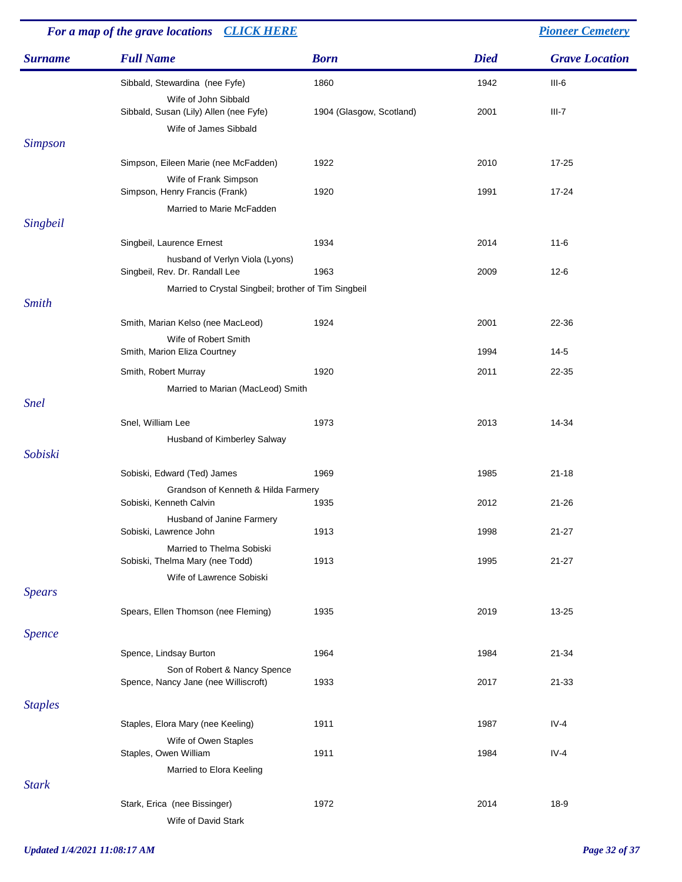For a map of the grave locations [CLICK HERE] — [Pioneer Cemetery]

| Surname | Full Name | Born | Died | Grave Location |
|---|---|---|---|---|
| | Sibbald, Stewardina (nee Fyfe) | 1860 | 1942 | III-6 |
| | Wife of John Sibbald | | | |
| | Sibbald, Susan (Lily) Allen (nee Fyfe) | 1904 (Glasgow, Scotland) | 2001 | III-7 |
| | Wife of James Sibbald | | | |
| *Simpson* | | | | |
| | Simpson, Eileen Marie (nee McFadden) | 1922 | 2010 | 17-25 |
| | Wife of Frank Simpson | | | |
| | Simpson, Henry Francis (Frank) | 1920 | 1991 | 17-24 |
| | Married to Marie McFadden | | | |
| *Singbeil* | | | | |
| | Singbeil, Laurence Ernest | 1934 | 2014 | 11-6 |
| | husband of Verlyn Viola (Lyons) | | | |
| | Singbeil, Rev. Dr. Randall Lee | 1963 | 2009 | 12-6 |
| | Married to Crystal Singbeil; brother of Tim Singbeil | | | |
| *Smith* | | | | |
| | Smith, Marian Kelso (nee MacLeod) | 1924 | 2001 | 22-36 |
| | Wife of Robert Smith | | | |
| | Smith, Marion Eliza Courtney | | 1994 | 14-5 |
| | Smith, Robert Murray | 1920 | 2011 | 22-35 |
| | Married to Marian (MacLeod) Smith | | | |
| *Snel* | | | | |
| | Snel, William Lee | 1973 | 2013 | 14-34 |
| | Husband of Kimberley Salway | | | |
| *Sobiski* | | | | |
| | Sobiski, Edward (Ted) James | 1969 | 1985 | 21-18 |
| | Grandson of Kenneth & Hilda Farmery | | | |
| | Sobiski, Kenneth Calvin | 1935 | 2012 | 21-26 |
| | Husband of Janine Farmery | | | |
| | Sobiski, Lawrence John | 1913 | 1998 | 21-27 |
| | Married to Thelma Sobiski | | | |
| | Sobiski, Thelma Mary (nee Todd) | 1913 | 1995 | 21-27 |
| | Wife of Lawrence Sobiski | | | |
| *Spears* | | | | |
| | Spears, Ellen Thomson (nee Fleming) | 1935 | 2019 | 13-25 |
| *Spence* | | | | |
| | Spence, Lindsay Burton | 1964 | 1984 | 21-34 |
| | Son of Robert & Nancy Spence | | | |
| | Spence, Nancy Jane (nee Williscroft) | 1933 | 2017 | 21-33 |
| *Staples* | | | | |
| | Staples, Elora Mary (nee Keeling) | 1911 | 1987 | IV-4 |
| | Wife of Owen Staples | | | |
| | Staples, Owen William | 1911 | 1984 | IV-4 |
| | Married to Elora Keeling | | | |
| *Stark* | | | | |
| | Stark, Erica (nee Bissinger) | 1972 | 2014 | 18-9 |
| | Wife of David Stark | | | |

*Updated 1/4/2021 11:08:17 AM*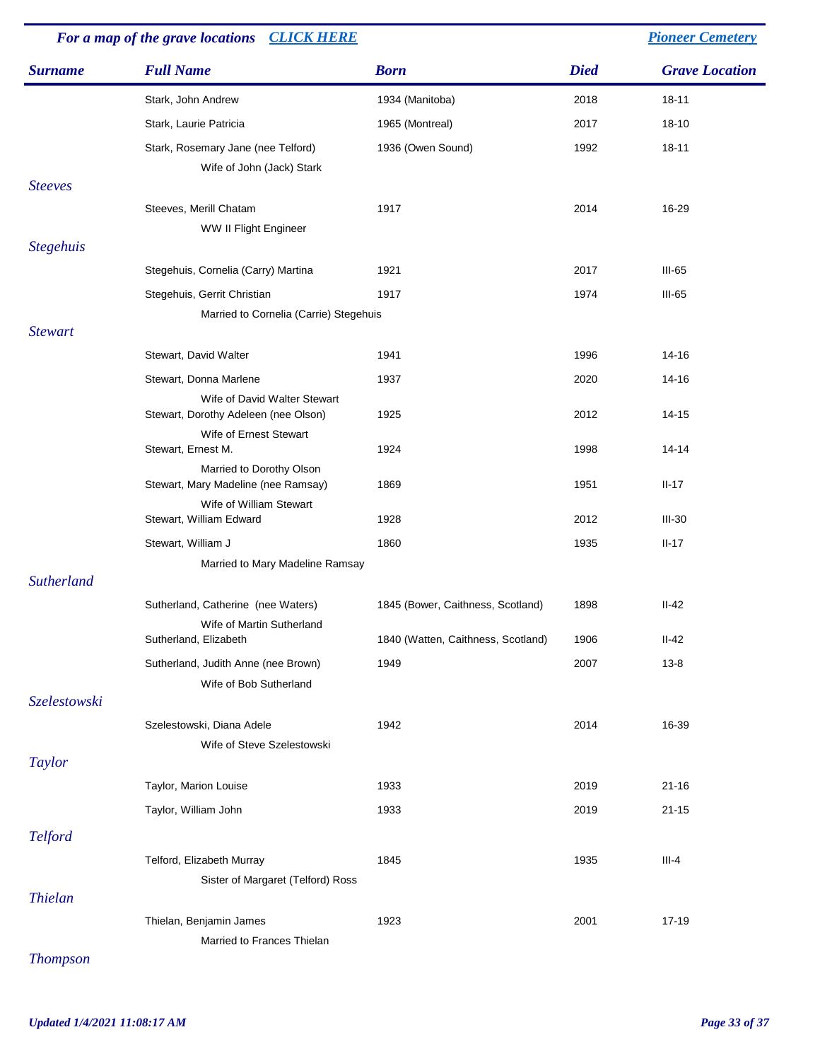*For a map of the grave locations* [CLICK HERE]() [Pioneer Cemetery]()

| Surname | Full Name | Born | Died | Grave Location |
|---|---|---|---|---|
| | Stark, John Andrew | 1934 (Manitoba) | 2018 | 18-11 |
| | Stark, Laurie Patricia | 1965 (Montreal) | 2017 | 18-10 |
| | Stark, Rosemary Jane (nee Telford) | 1936 (Owen Sound) | 1992 | 18-11 |
| | Wife of John (Jack) Stark | | | |
| *Steeves* | | | | |
| | Steeves, Merill Chatam | 1917 | 2014 | 16-29 |
| | WW II Flight Engineer | | | |
| *Stegehuis* | | | | |
| | Stegehuis, Cornelia (Carry) Martina | 1921 | 2017 | III-65 |
| | Stegehuis, Gerrit Christian | 1917 | 1974 | III-65 |
| | Married to Cornelia (Carrie) Stegehuis | | | |
| *Stewart* | | | | |
| | Stewart, David Walter | 1941 | 1996 | 14-16 |
| | Stewart, Donna Marlene | 1937 | 2020 | 14-16 |
| | Wife of David Walter Stewart | | | |
| | Stewart, Dorothy Adeleen (nee Olson) | 1925 | 2012 | 14-15 |
| | Wife of Ernest Stewart | | | |
| | Stewart, Ernest M. | 1924 | 1998 | 14-14 |
| | Married to Dorothy Olson | | | |
| | Stewart, Mary Madeline (nee Ramsay) | 1869 | 1951 | II-17 |
| | Wife of William Stewart | | | |
| | Stewart, William Edward | 1928 | 2012 | III-30 |
| | Stewart, William J | 1860 | 1935 | II-17 |
| | Married to Mary Madeline Ramsay | | | |
| *Sutherland* | | | | |
| | Sutherland, Catherine (nee Waters) | 1845 (Bower, Caithness, Scotland) | 1898 | II-42 |
| | Wife of Martin Sutherland | | | |
| | Sutherland, Elizabeth | 1840 (Watten, Caithness, Scotland) | 1906 | II-42 |
| | Sutherland, Judith Anne (nee Brown) | 1949 | 2007 | 13-8 |
| | Wife of Bob Sutherland | | | |
| *Szelestowski* | | | | |
| | Szelestowski, Diana Adele | 1942 | 2014 | 16-39 |
| | Wife of Steve Szelestowski | | | |
| *Taylor* | | | | |
| | Taylor, Marion Louise | 1933 | 2019 | 21-16 |
| | Taylor, William John | 1933 | 2019 | 21-15 |
| *Telford* | | | | |
| | Telford, Elizabeth Murray | 1845 | 1935 | III-4 |
| | Sister of Margaret (Telford) Ross | | | |
| *Thielan* | | | | |
| | Thielan, Benjamin James | 1923 | 2001 | 17-19 |
| | Married to Frances Thielan | | | |
| *Thompson* | | | | |

*Updated 1/4/2021 11:08:17 AM*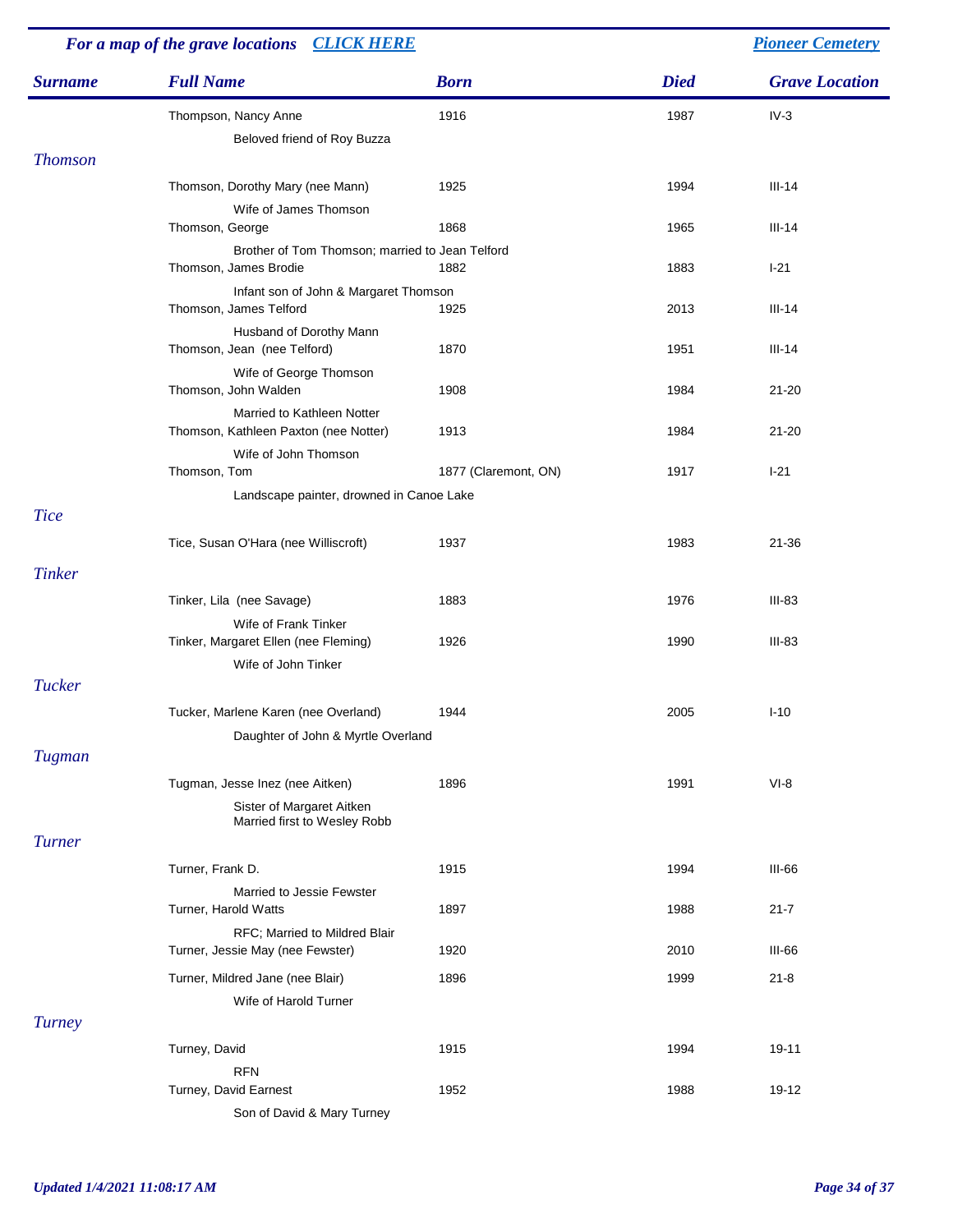*For a map of the grave locations* [CLICK HERE] [Pioneer Cemetery]

| Surname | Full Name | Born | Died | Grave Location |
|---|---|---|---|---|
| | Thompson, Nancy Anne | 1916 | 1987 | IV-3 |
| | Beloved friend of Roy Buzza | | | |
| Thomson | | | | |
| | Thomson, Dorothy Mary (nee Mann) | 1925 | 1994 | III-14 |
| | Wife of James Thomson | | | |
| | Thomson, George | 1868 | 1965 | III-14 |
| | Brother of Tom Thomson; married to Jean Telford | | | |
| | Thomson, James Brodie | 1882 | 1883 | I-21 |
| | Infant son of John & Margaret Thomson | | | |
| | Thomson, James Telford | 1925 | 2013 | III-14 |
| | Husband of Dorothy Mann | | | |
| | Thomson, Jean (nee Telford) | 1870 | 1951 | III-14 |
| | Wife of George Thomson | | | |
| | Thomson, John Walden | 1908 | 1984 | 21-20 |
| | Married to Kathleen Notter | | | |
| | Thomson, Kathleen Paxton (nee Notter) | 1913 | 1984 | 21-20 |
| | Wife of John Thomson | | | |
| | Thomson, Tom | 1877 (Claremont, ON) | 1917 | I-21 |
| | Landscape painter, drowned in Canoe Lake | | | |
| Tice | | | | |
| | Tice, Susan O'Hara (nee Williscroft) | 1937 | 1983 | 21-36 |
| Tinker | | | | |
| | Tinker, Lila (nee Savage) | 1883 | 1976 | III-83 |
| | Wife of Frank Tinker | | | |
| | Tinker, Margaret Ellen (nee Fleming) | 1926 | 1990 | III-83 |
| | Wife of John Tinker | | | |
| Tucker | | | | |
| | Tucker, Marlene Karen (nee Overland) | 1944 | 2005 | I-10 |
| | Daughter of John & Myrtle Overland | | | |
| Tugman | | | | |
| | Tugman, Jesse Inez (nee Aitken) | 1896 | 1991 | VI-8 |
| | Sister of Margaret Aitken<br>Married first to Wesley Robb | | | |
| Turner | | | | |
| | Turner, Frank D. | 1915 | 1994 | III-66 |
| | Married to Jessie Fewster | | | |
| | Turner, Harold Watts | 1897 | 1988 | 21-7 |
| | RFC; Married to Mildred Blair | | | |
| | Turner, Jessie May (nee Fewster) | 1920 | 2010 | III-66 |
| | Turner, Mildred Jane (nee Blair) | 1896 | 1999 | 21-8 |
| | Wife of Harold Turner | | | |
| Turney | | | | |
| | Turney, David | 1915 | 1994 | 19-11 |
| | RFN | | | |
| | Turney, David Earnest | 1952 | 1988 | 19-12 |
| | Son of David & Mary Turney | | | |

*Updated 1/4/2021 11:08:17 AM*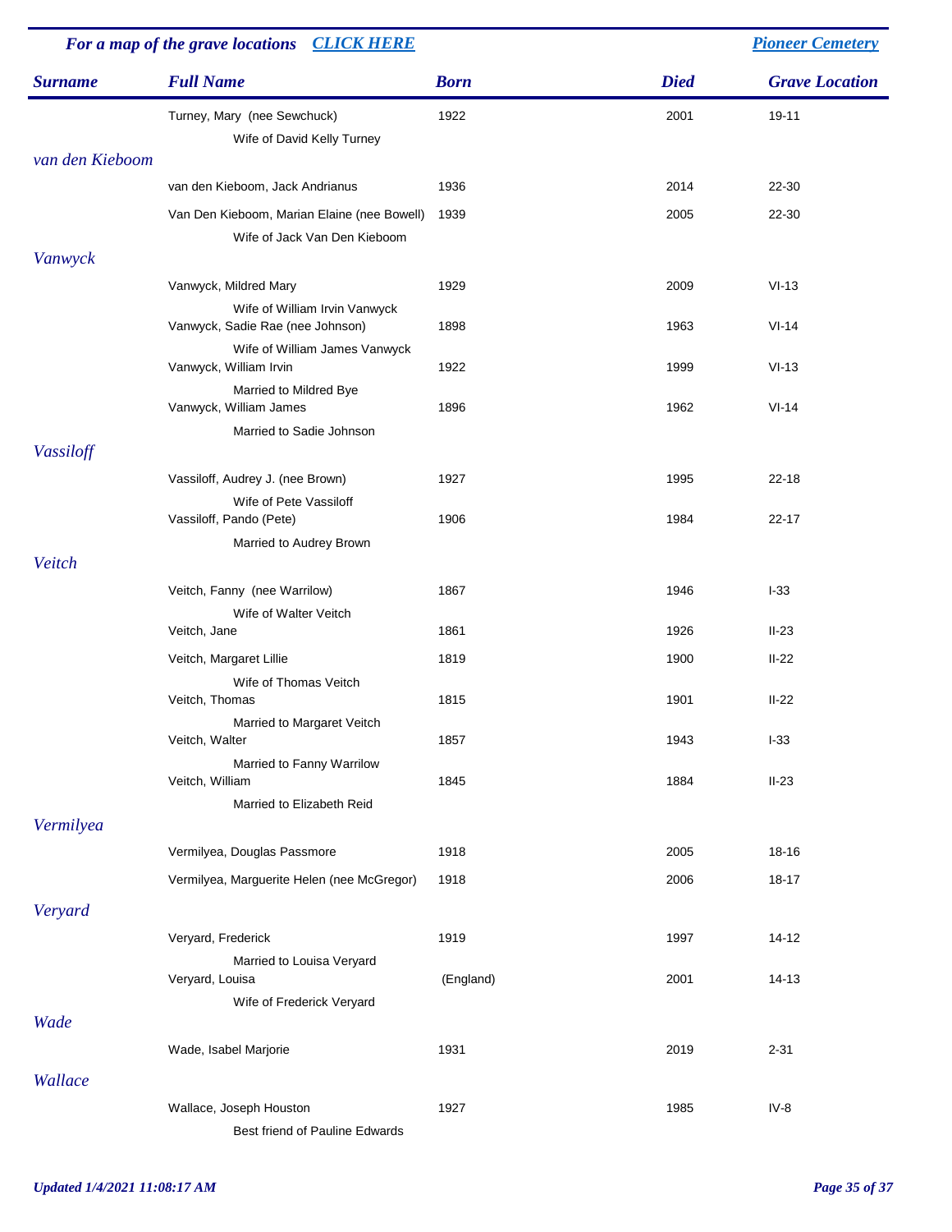For a map of the grave locations CLICK HERE | Pioneer Cemetery

| Surname | Full Name | Born | Died | Grave Location |
|---|---|---|---|---|
| | Turney, Mary (nee Sewchuck)<br>Wife of David Kelly Turney | 1922 | 2001 | 19-11 |
| van den Kieboom | | | | |
| | van den Kieboom, Jack Andrianus | 1936 | 2014 | 22-30 |
| | Van Den Kieboom, Marian Elaine (nee Bowell)<br>Wife of Jack Van Den Kieboom | 1939 | 2005 | 22-30 |
| Vanwyck | | | | |
| | Vanwyck, Mildred Mary<br>Wife of William Irvin Vanwyck | 1929 | 2009 | VI-13 |
| | Vanwyck, Sadie Rae (nee Johnson)<br>Wife of William James Vanwyck | 1898 | 1963 | VI-14 |
| | Vanwyck, William Irvin<br>Married to Mildred Bye | 1922 | 1999 | VI-13 |
| | Vanwyck, William James<br>Married to Sadie Johnson | 1896 | 1962 | VI-14 |
| Vassiloff | | | | |
| | Vassiloff, Audrey J. (nee Brown)<br>Wife of Pete Vassiloff | 1927 | 1995 | 22-18 |
| | Vassiloff, Pando (Pete)<br>Married to Audrey Brown | 1906 | 1984 | 22-17 |
| Veitch | | | | |
| | Veitch, Fanny (nee Warrilow)<br>Wife of Walter Veitch | 1867 | 1946 | I-33 |
| | Veitch, Jane | 1861 | 1926 | II-23 |
| | Veitch, Margaret Lillie<br>Wife of Thomas Veitch | 1819 | 1900 | II-22 |
| | Veitch, Thomas<br>Married to Margaret Veitch | 1815 | 1901 | II-22 |
| | Veitch, Walter<br>Married to Fanny Warrilow | 1857 | 1943 | I-33 |
| | Veitch, William<br>Married to Elizabeth Reid | 1845 | 1884 | II-23 |
| Vermilyea | | | | |
| | Vermilyea, Douglas Passmore | 1918 | 2005 | 18-16 |
| | Vermilyea, Marguerite Helen (nee McGregor) | 1918 | 2006 | 18-17 |
| Veryard | | | | |
| | Veryard, Frederick<br>Married to Louisa Veryard | 1919 | 1997 | 14-12 |
| | Veryard, Louisa<br>Wife of Frederick Veryard | (England) | 2001 | 14-13 |
| Wade | | | | |
| | Wade, Isabel Marjorie | 1931 | 2019 | 2-31 |
| Wallace | | | | |
| | Wallace, Joseph Houston<br>Best friend of Pauline Edwards | 1927 | 1985 | IV-8 |

*Updated 1/4/2021 11:08:17 AM*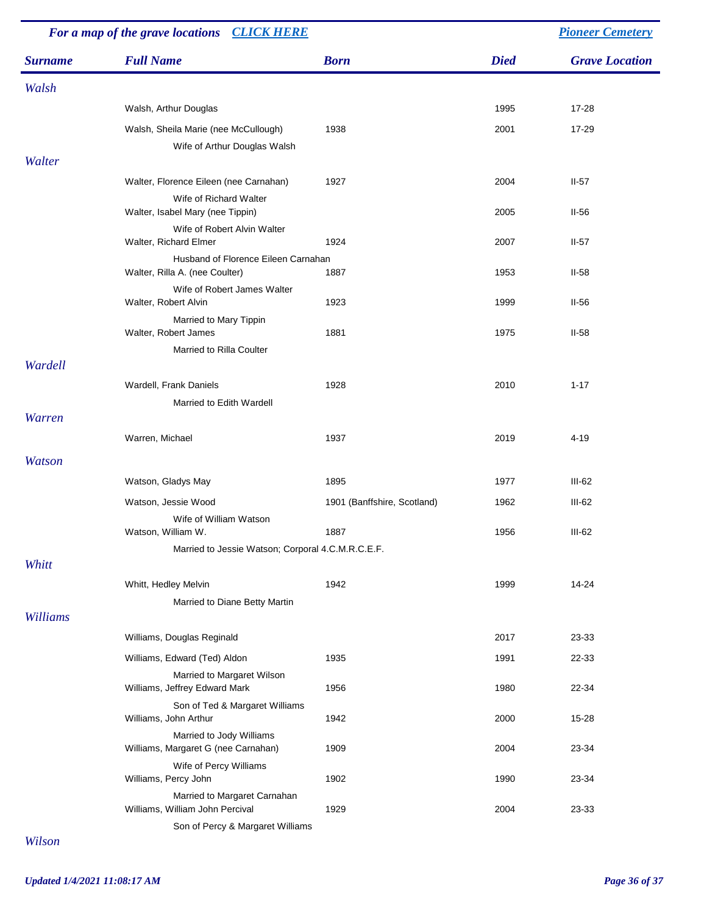For a map of the grave locations [CLICK HERE](#) | [Pioneer Cemetery](#)

| Surname | Full Name | Born | Died | Grave Location |
|---|---|---|---|---|
| *Walsh* | | | | |
| | Walsh, Arthur Douglas | | 1995 | 17-28 |
| | Walsh, Sheila Marie (nee McCullough) | 1938 | 2001 | 17-29 |
| | Wife of Arthur Douglas Walsh | | | |
| *Walter* | | | | |
| | Walter, Florence Eileen (nee Carnahan) | 1927 | 2004 | II-57 |
| | Wife of Richard Walter | | | |
| | Walter, Isabel Mary (nee Tippin) | | 2005 | II-56 |
| | Wife of Robert Alvin Walter | | | |
| | Walter, Richard Elmer | 1924 | 2007 | II-57 |
| | Husband of Florence Eileen Carnahan | | | |
| | Walter, Rilla A. (nee Coulter) | 1887 | 1953 | II-58 |
| | Wife of Robert James Walter | | | |
| | Walter, Robert Alvin | 1923 | 1999 | II-56 |
| | Married to Mary Tippin | | | |
| | Walter, Robert James | 1881 | 1975 | II-58 |
| | Married to Rilla Coulter | | | |
| *Wardell* | | | | |
| | Wardell, Frank Daniels | 1928 | 2010 | 1-17 |
| | Married to Edith Wardell | | | |
| *Warren* | | | | |
| | Warren, Michael | 1937 | 2019 | 4-19 |
| *Watson* | | | | |
| | Watson, Gladys May | 1895 | 1977 | III-62 |
| | Watson, Jessie Wood | 1901 (Banffshire, Scotland) | 1962 | III-62 |
| | Wife of William Watson | | | |
| | Watson, William W. | 1887 | 1956 | III-62 |
| | Married to Jessie Watson; Corporal 4.C.M.R.C.E.F. | | | |
| *Whitt* | | | | |
| | Whitt, Hedley Melvin | 1942 | 1999 | 14-24 |
| | Married to Diane Betty Martin | | | |
| *Williams* | | | | |
| | Williams, Douglas Reginald | | 2017 | 23-33 |
| | Williams, Edward (Ted) Aldon | 1935 | 1991 | 22-33 |
| | Married to Margaret Wilson | | | |
| | Williams, Jeffrey Edward Mark | 1956 | 1980 | 22-34 |
| | Son of Ted & Margaret Williams | | | |
| | Williams, John Arthur | 1942 | 2000 | 15-28 |
| | Married to Jody Williams | | | |
| | Williams, Margaret G (nee Carnahan) | 1909 | 2004 | 23-34 |
| | Wife of Percy Williams | | | |
| | Williams, Percy John | 1902 | 1990 | 23-34 |
| | Married to Margaret Carnahan | | | |
| | Williams, William John Percival | 1929 | 2004 | 23-33 |
| | Son of Percy & Margaret Williams | | | |
| *Wilson* | | | | |

*Updated 1/4/2021 11:08:17 AM*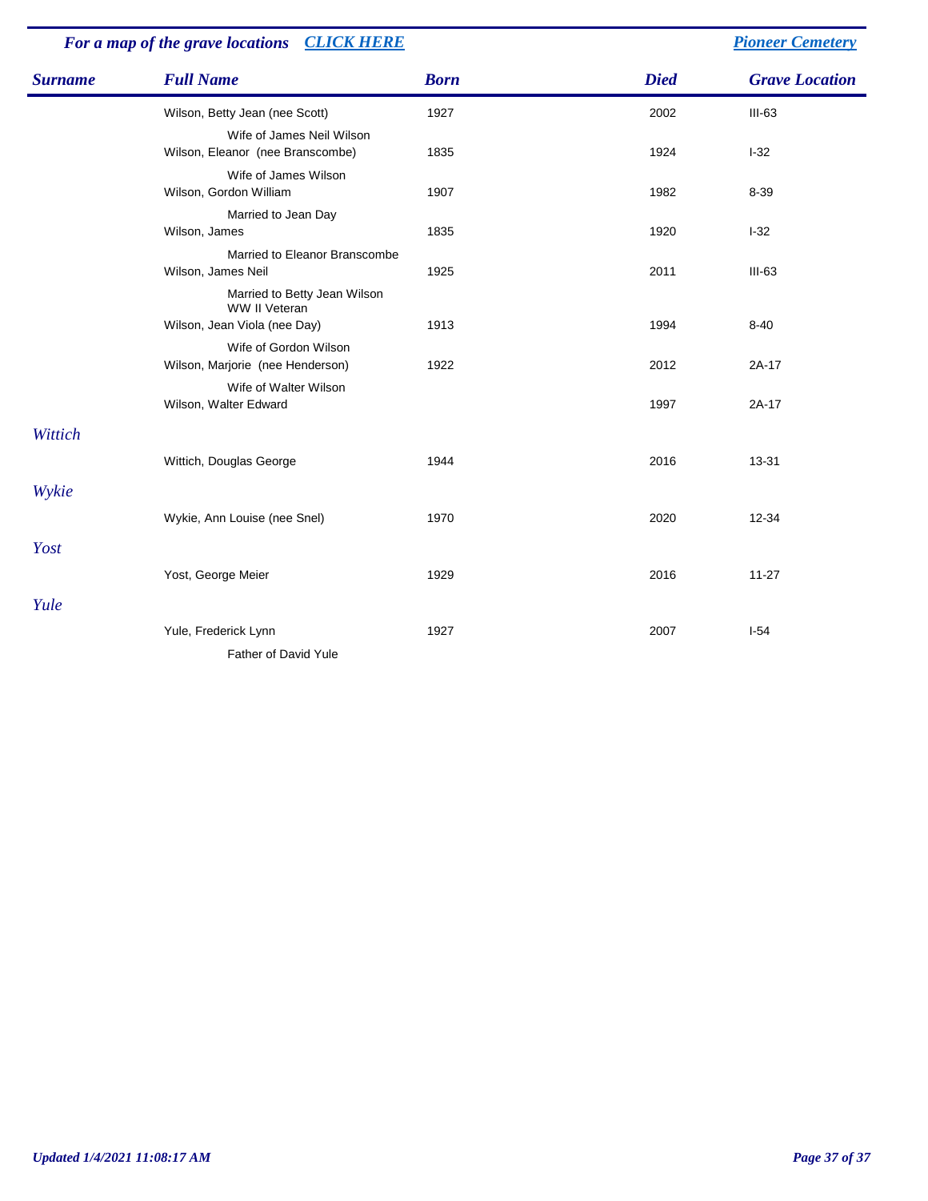*For a map of the grave locations* [CLICK HERE] | [Pioneer Cemetery]

| Surname | Full Name | Born | Died | Grave Location |
| --- | --- | --- | --- | --- |
| | Wilson, Betty Jean (nee Scott) | 1927 | 2002 | III-63 |
| | Wife of James Neil Wilson | | | |
| | Wilson, Eleanor (nee Branscombe) | 1835 | 1924 | I-32 |
| | Wife of James Wilson | | | |
| | Wilson, Gordon William | 1907 | 1982 | 8-39 |
| | Married to Jean Day | | | |
| | Wilson, James | 1835 | 1920 | I-32 |
| | Married to Eleanor Branscombe | | | |
| | Wilson, James Neil | 1925 | 2011 | III-63 |
| | Married to Betty Jean Wilson<br>WW II Veteran | | | |
| | Wilson, Jean Viola (nee Day) | 1913 | 1994 | 8-40 |
| | Wife of Gordon Wilson | | | |
| | Wilson, Marjorie (nee Henderson) | 1922 | 2012 | 2A-17 |
| | Wife of Walter Wilson | | | |
| | Wilson, Walter Edward | | 1997 | 2A-17 |
| *Wittich* | | | | |
| | Wittich, Douglas George | 1944 | 2016 | 13-31 |
| *Wykie* | | | | |
| | Wykie, Ann Louise (nee Snel) | 1970 | 2020 | 12-34 |
| *Yost* | | | | |
| | Yost, George Meier | 1929 | 2016 | 11-27 |
| *Yule* | | | | |
| | Yule, Frederick Lynn | 1927 | 2007 | I-54 |
| | Father of David Yule | | | |

*Updated 1/4/2021 11:08:17 AM*